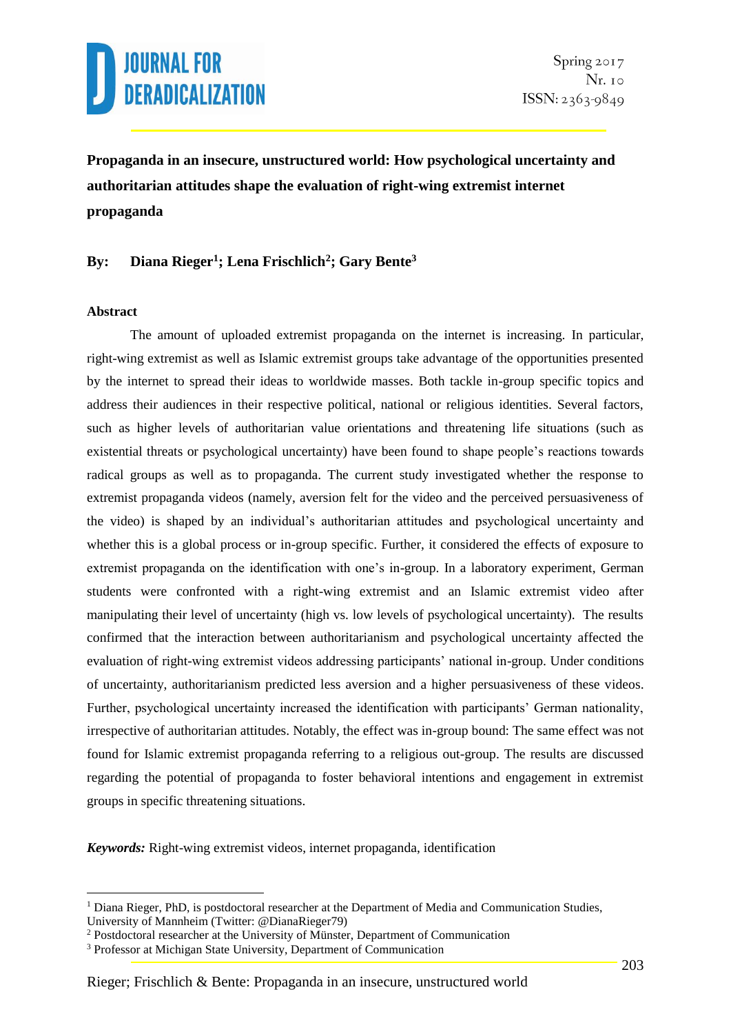# Propaganda in an insecure, unstructured world: How psychological uncertainty and authoritarian attitudes shape the evaluation of right-wing extremist internet propaganda

**By: Diana Rieger[1]; Lena Frischlich[2]; Gary Bente[3]**

**Abstract**

The amount of uploaded extremist propaganda on the internet is increasing. In particular, right-wing extremist as well as Islamic extremist groups take advantage of the opportunities presented by the internet to spread their ideas to worldwide masses. Both tackle in-group specific topics and address their audiences in their respective political, national or religious identities. Several factors, such as higher levels of authoritarian value orientations and threatening life situations (such as existential threats or psychological uncertainty) have been found to shape people's reactions towards radical groups as well as to propaganda. The current study investigated whether the response to extremist propaganda videos (namely, aversion felt for the video and the perceived persuasiveness of the video) is shaped by an individual's authoritarian attitudes and psychological uncertainty and whether this is a global process or in-group specific. Further, it considered the effects of exposure to extremist propaganda on the identification with one's in-group. In a laboratory experiment, German students were confronted with a right-wing extremist and an Islamic extremist video after manipulating their level of uncertainty (high vs. low levels of psychological uncertainty). The results confirmed that the interaction between authoritarianism and psychological uncertainty affected the evaluation of right-wing extremist videos addressing participants' national in-group. Under conditions of uncertainty, authoritarianism predicted less aversion and a higher persuasiveness of these videos. Further, psychological uncertainty increased the identification with participants' German nationality, irrespective of authoritarian attitudes. Notably, the effect was in-group bound: The same effect was not found for Islamic extremist propaganda referring to a religious out-group. The results are discussed regarding the potential of propaganda to foster behavioral intentions and engagement in extremist groups in specific threatening situations.

***Keywords:*** Right-wing extremist videos, internet propaganda, identification

---

[1] Diana Rieger, PhD, is postdoctoral researcher at the Department of Media and Communication Studies, University of Mannheim (Twitter: @DianaRieger79)

[2] Postdoctoral researcher at the University of Münster, Department of Communication

[3] Professor at Michigan State University, Department of Communication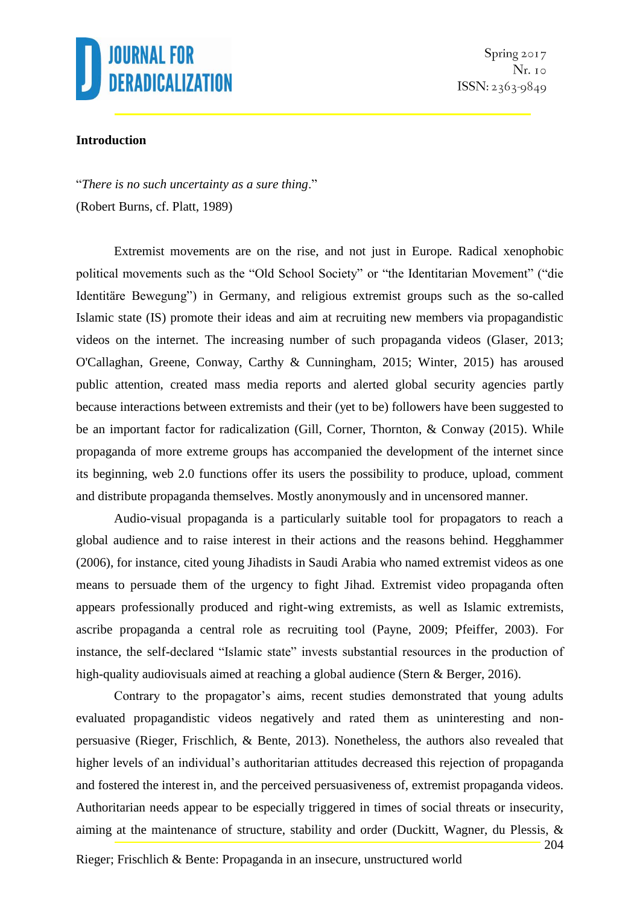**Introduction**

"*There is no such uncertainty as a sure thing*."
(Robert Burns, cf. Platt, 1989)

Extremist movements are on the rise, and not just in Europe. Radical xenophobic political movements such as the "Old School Society" or "the Identitarian Movement" ("die Identitäre Bewegung") in Germany, and religious extremist groups such as the so-called Islamic state (IS) promote their ideas and aim at recruiting new members via propagandistic videos on the internet. The increasing number of such propaganda videos (Glaser, 2013; O'Callaghan, Greene, Conway, Carthy & Cunningham, 2015; Winter, 2015) has aroused public attention, created mass media reports and alerted global security agencies partly because interactions between extremists and their (yet to be) followers have been suggested to be an important factor for radicalization (Gill, Corner, Thornton, & Conway (2015). While propaganda of more extreme groups has accompanied the development of the internet since its beginning, web 2.0 functions offer its users the possibility to produce, upload, comment and distribute propaganda themselves. Mostly anonymously and in uncensored manner.

Audio-visual propaganda is a particularly suitable tool for propagators to reach a global audience and to raise interest in their actions and the reasons behind. Hegghammer (2006), for instance, cited young Jihadists in Saudi Arabia who named extremist videos as one means to persuade them of the urgency to fight Jihad. Extremist video propaganda often appears professionally produced and right-wing extremists, as well as Islamic extremists, ascribe propaganda a central role as recruiting tool (Payne, 2009; Pfeiffer, 2003). For instance, the self-declared "Islamic state" invests substantial resources in the production of high-quality audiovisuals aimed at reaching a global audience (Stern & Berger, 2016).

Contrary to the propagator's aims, recent studies demonstrated that young adults evaluated propagandistic videos negatively and rated them as uninteresting and non-persuasive (Rieger, Frischlich, & Bente, 2013). Nonetheless, the authors also revealed that higher levels of an individual's authoritarian attitudes decreased this rejection of propaganda and fostered the interest in, and the perceived persuasiveness of, extremist propaganda videos. Authoritarian needs appear to be especially triggered in times of social threats or insecurity, aiming at the maintenance of structure, stability and order (Duckitt, Wagner, du Plessis, &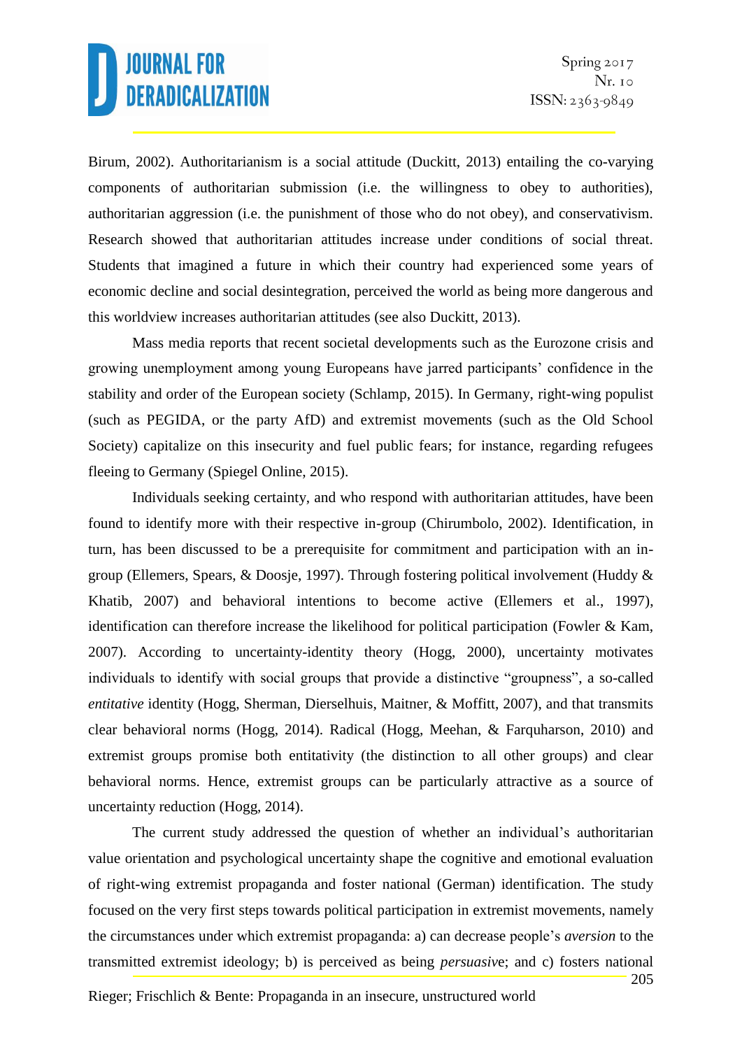Birum, 2002). Authoritarianism is a social attitude (Duckitt, 2013) entailing the co-varying components of authoritarian submission (i.e. the willingness to obey to authorities), authoritarian aggression (i.e. the punishment of those who do not obey), and conservativism. Research showed that authoritarian attitudes increase under conditions of social threat. Students that imagined a future in which their country had experienced some years of economic decline and social desintegration, perceived the world as being more dangerous and this worldview increases authoritarian attitudes (see also Duckitt, 2013).

Mass media reports that recent societal developments such as the Eurozone crisis and growing unemployment among young Europeans have jarred participants' confidence in the stability and order of the European society (Schlamp, 2015). In Germany, right-wing populist (such as PEGIDA, or the party AfD) and extremist movements (such as the Old School Society) capitalize on this insecurity and fuel public fears; for instance, regarding refugees fleeing to Germany (Spiegel Online, 2015).

Individuals seeking certainty, and who respond with authoritarian attitudes, have been found to identify more with their respective in-group (Chirumbolo, 2002). Identification, in turn, has been discussed to be a prerequisite for commitment and participation with an in-group (Ellemers, Spears, & Doosje, 1997). Through fostering political involvement (Huddy & Khatib, 2007) and behavioral intentions to become active (Ellemers et al., 1997), identification can therefore increase the likelihood for political participation (Fowler & Kam, 2007). According to uncertainty-identity theory (Hogg, 2000), uncertainty motivates individuals to identify with social groups that provide a distinctive "groupness", a so-called *entitative* identity (Hogg, Sherman, Dierselhuis, Maitner, & Moffitt, 2007), and that transmits clear behavioral norms (Hogg, 2014). Radical (Hogg, Meehan, & Farquharson, 2010) and extremist groups promise both entitativity (the distinction to all other groups) and clear behavioral norms. Hence, extremist groups can be particularly attractive as a source of uncertainty reduction (Hogg, 2014).

The current study addressed the question of whether an individual's authoritarian value orientation and psychological uncertainty shape the cognitive and emotional evaluation of right-wing extremist propaganda and foster national (German) identification. The study focused on the very first steps towards political participation in extremist movements, namely the circumstances under which extremist propaganda: a) can decrease people's *aversion* to the transmitted extremist ideology; b) is perceived as being *persuasive*; and c) fosters national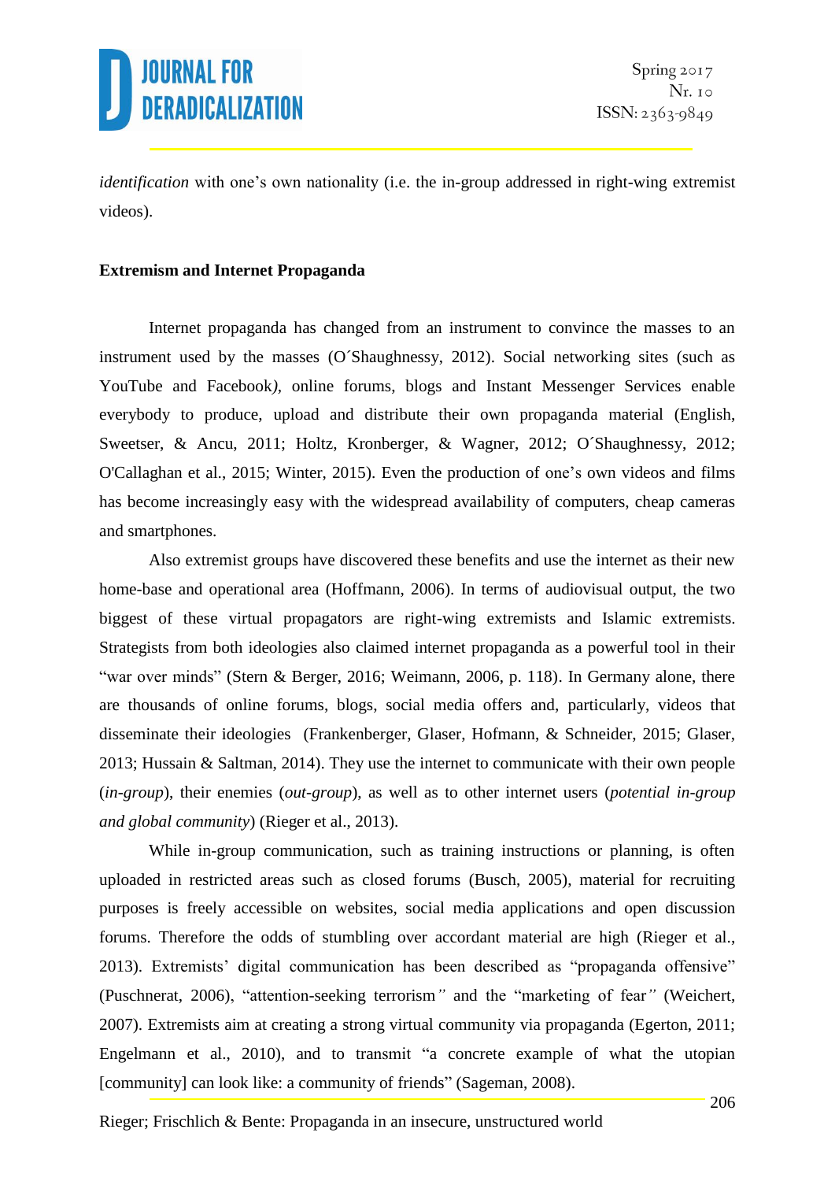*identification* with one's own nationality (i.e. the in-group addressed in right-wing extremist videos).

## Extremism and Internet Propaganda

Internet propaganda has changed from an instrument to convince the masses to an instrument used by the masses (O´Shaughnessy, 2012). Social networking sites (such as YouTube and Facebook*)*, online forums, blogs and Instant Messenger Services enable everybody to produce, upload and distribute their own propaganda material (English, Sweetser, & Ancu, 2011; Holtz, Kronberger, & Wagner, 2012; O´Shaughnessy, 2012; O'Callaghan et al., 2015; Winter, 2015). Even the production of one's own videos and films has become increasingly easy with the widespread availability of computers, cheap cameras and smartphones.

Also extremist groups have discovered these benefits and use the internet as their new home-base and operational area (Hoffmann, 2006). In terms of audiovisual output, the two biggest of these virtual propagators are right-wing extremists and Islamic extremists. Strategists from both ideologies also claimed internet propaganda as a powerful tool in their "war over minds" (Stern & Berger, 2016; Weimann, 2006, p. 118). In Germany alone, there are thousands of online forums, blogs, social media offers and, particularly, videos that disseminate their ideologies (Frankenberger, Glaser, Hofmann, & Schneider, 2015; Glaser, 2013; Hussain & Saltman, 2014). They use the internet to communicate with their own people (*in-group*), their enemies (*out-group*), as well as to other internet users (*potential in-group and global community*) (Rieger et al., 2013).

While in-group communication, such as training instructions or planning, is often uploaded in restricted areas such as closed forums (Busch, 2005), material for recruiting purposes is freely accessible on websites, social media applications and open discussion forums. Therefore the odds of stumbling over accordant material are high (Rieger et al., 2013). Extremists' digital communication has been described as "propaganda offensive" (Puschnerat, 2006), "attention-seeking terrorism*"* and the "marketing of fear*"* (Weichert, 2007). Extremists aim at creating a strong virtual community via propaganda (Egerton, 2011; Engelmann et al., 2010), and to transmit "a concrete example of what the utopian [community] can look like: a community of friends" (Sageman, 2008).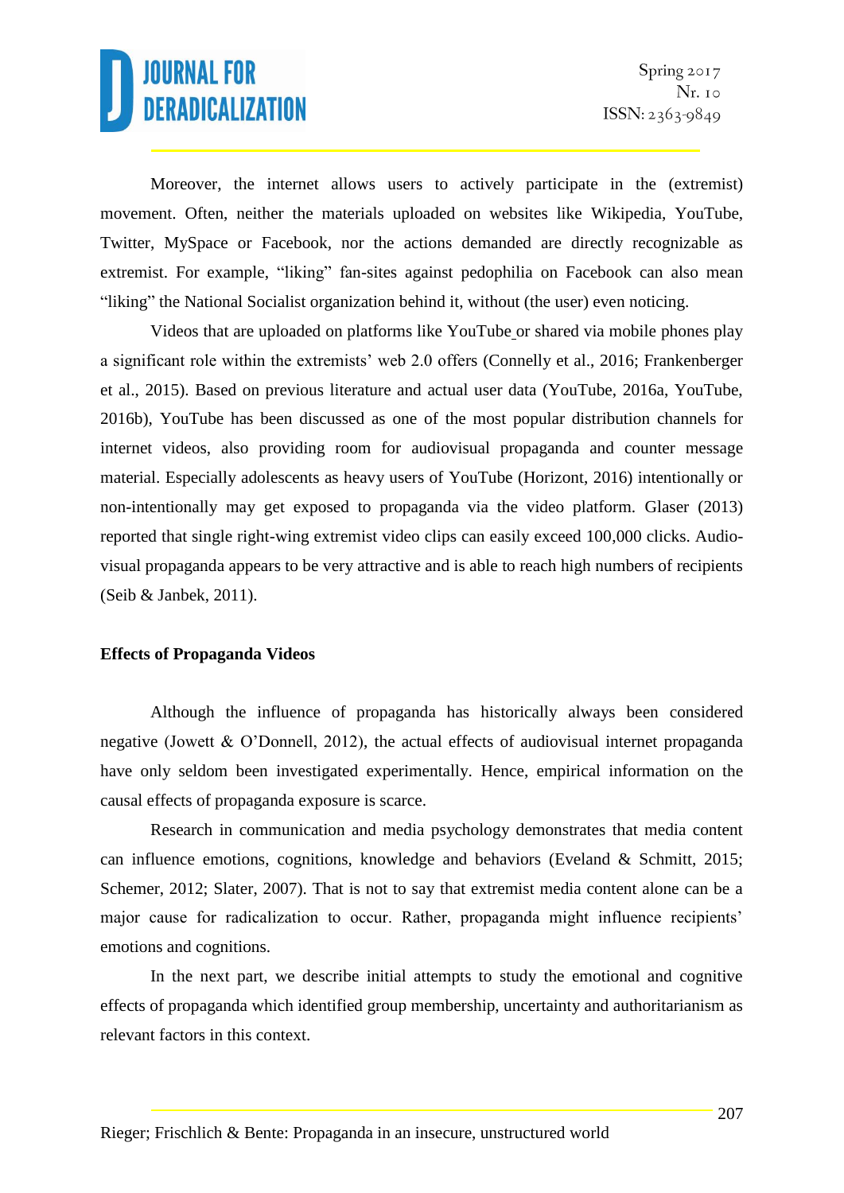Moreover, the internet allows users to actively participate in the (extremist) movement. Often, neither the materials uploaded on websites like Wikipedia, YouTube, Twitter, MySpace or Facebook, nor the actions demanded are directly recognizable as extremist. For example, "liking" fan-sites against pedophilia on Facebook can also mean "liking" the National Socialist organization behind it, without (the user) even noticing.

Videos that are uploaded on platforms like YouTube or shared via mobile phones play a significant role within the extremists' web 2.0 offers (Connelly et al., 2016; Frankenberger et al., 2015). Based on previous literature and actual user data (YouTube, 2016a, YouTube, 2016b), YouTube has been discussed as one of the most popular distribution channels for internet videos, also providing room for audiovisual propaganda and counter message material. Especially adolescents as heavy users of YouTube (Horizont, 2016) intentionally or non-intentionally may get exposed to propaganda via the video platform. Glaser (2013) reported that single right-wing extremist video clips can easily exceed 100,000 clicks. Audio-visual propaganda appears to be very attractive and is able to reach high numbers of recipients (Seib & Janbek, 2011).

**Effects of Propaganda Videos**

Although the influence of propaganda has historically always been considered negative (Jowett & O'Donnell, 2012), the actual effects of audiovisual internet propaganda have only seldom been investigated experimentally. Hence, empirical information on the causal effects of propaganda exposure is scarce.

Research in communication and media psychology demonstrates that media content can influence emotions, cognitions, knowledge and behaviors (Eveland & Schmitt, 2015; Schemer, 2012; Slater, 2007). That is not to say that extremist media content alone can be a major cause for radicalization to occur. Rather, propaganda might influence recipients' emotions and cognitions.

In the next part, we describe initial attempts to study the emotional and cognitive effects of propaganda which identified group membership, uncertainty and authoritarianism as relevant factors in this context.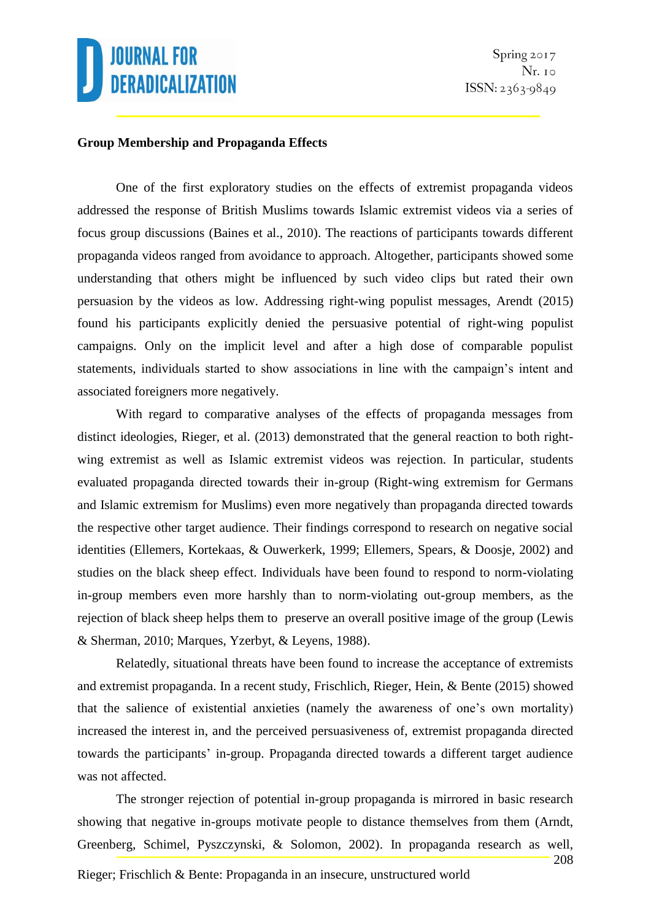**Group Membership and Propaganda Effects**

One of the first exploratory studies on the effects of extremist propaganda videos addressed the response of British Muslims towards Islamic extremist videos via a series of focus group discussions (Baines et al., 2010). The reactions of participants towards different propaganda videos ranged from avoidance to approach. Altogether, participants showed some understanding that others might be influenced by such video clips but rated their own persuasion by the videos as low. Addressing right-wing populist messages, Arendt (2015) found his participants explicitly denied the persuasive potential of right-wing populist campaigns. Only on the implicit level and after a high dose of comparable populist statements, individuals started to show associations in line with the campaign's intent and associated foreigners more negatively.

With regard to comparative analyses of the effects of propaganda messages from distinct ideologies, Rieger, et al. (2013) demonstrated that the general reaction to both right-wing extremist as well as Islamic extremist videos was rejection. In particular, students evaluated propaganda directed towards their in-group (Right-wing extremism for Germans and Islamic extremism for Muslims) even more negatively than propaganda directed towards the respective other target audience. Their findings correspond to research on negative social identities (Ellemers, Kortekaas, & Ouwerkerk, 1999; Ellemers, Spears, & Doosje, 2002) and studies on the black sheep effect. Individuals have been found to respond to norm-violating in-group members even more harshly than to norm-violating out-group members, as the rejection of black sheep helps them to preserve an overall positive image of the group (Lewis & Sherman, 2010; Marques, Yzerbyt, & Leyens, 1988).

Relatedly, situational threats have been found to increase the acceptance of extremists and extremist propaganda. In a recent study, Frischlich, Rieger, Hein, & Bente (2015) showed that the salience of existential anxieties (namely the awareness of one's own mortality) increased the interest in, and the perceived persuasiveness of, extremist propaganda directed towards the participants' in-group. Propaganda directed towards a different target audience was not affected.

The stronger rejection of potential in-group propaganda is mirrored in basic research showing that negative in-groups motivate people to distance themselves from them (Arndt, Greenberg, Schimel, Pyszczynski, & Solomon, 2002). In propaganda research as well,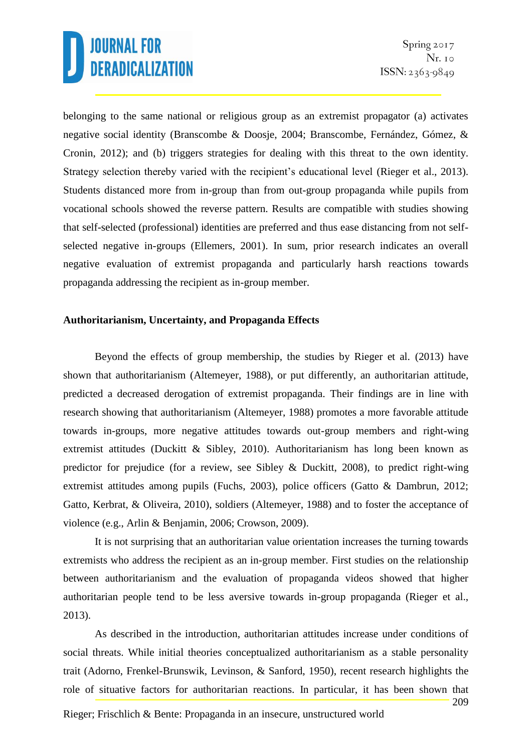belonging to the same national or religious group as an extremist propagator (a) activates negative social identity (Branscombe & Doosje, 2004; Branscombe, Fernández, Gómez, & Cronin, 2012); and (b) triggers strategies for dealing with this threat to the own identity. Strategy selection thereby varied with the recipient's educational level (Rieger et al., 2013). Students distanced more from in-group than from out-group propaganda while pupils from vocational schools showed the reverse pattern. Results are compatible with studies showing that self-selected (professional) identities are preferred and thus ease distancing from not self-selected negative in-groups (Ellemers, 2001). In sum, prior research indicates an overall negative evaluation of extremist propaganda and particularly harsh reactions towards propaganda addressing the recipient as in-group member.

**Authoritarianism, Uncertainty, and Propaganda Effects**

Beyond the effects of group membership, the studies by Rieger et al. (2013) have shown that authoritarianism (Altemeyer, 1988), or put differently, an authoritarian attitude, predicted a decreased derogation of extremist propaganda. Their findings are in line with research showing that authoritarianism (Altemeyer, 1988) promotes a more favorable attitude towards in-groups, more negative attitudes towards out-group members and right-wing extremist attitudes (Duckitt & Sibley, 2010). Authoritarianism has long been known as predictor for prejudice (for a review, see Sibley & Duckitt, 2008), to predict right-wing extremist attitudes among pupils (Fuchs, 2003), police officers (Gatto & Dambrun, 2012; Gatto, Kerbrat, & Oliveira, 2010), soldiers (Altemeyer, 1988) and to foster the acceptance of violence (e.g., Arlin & Benjamin, 2006; Crowson, 2009).

It is not surprising that an authoritarian value orientation increases the turning towards extremists who address the recipient as an in-group member. First studies on the relationship between authoritarianism and the evaluation of propaganda videos showed that higher authoritarian people tend to be less aversive towards in-group propaganda (Rieger et al., 2013).

As described in the introduction, authoritarian attitudes increase under conditions of social threats. While initial theories conceptualized authoritarianism as a stable personality trait (Adorno, Frenkel-Brunswik, Levinson, & Sanford, 1950), recent research highlights the role of situative factors for authoritarian reactions. In particular, it has been shown that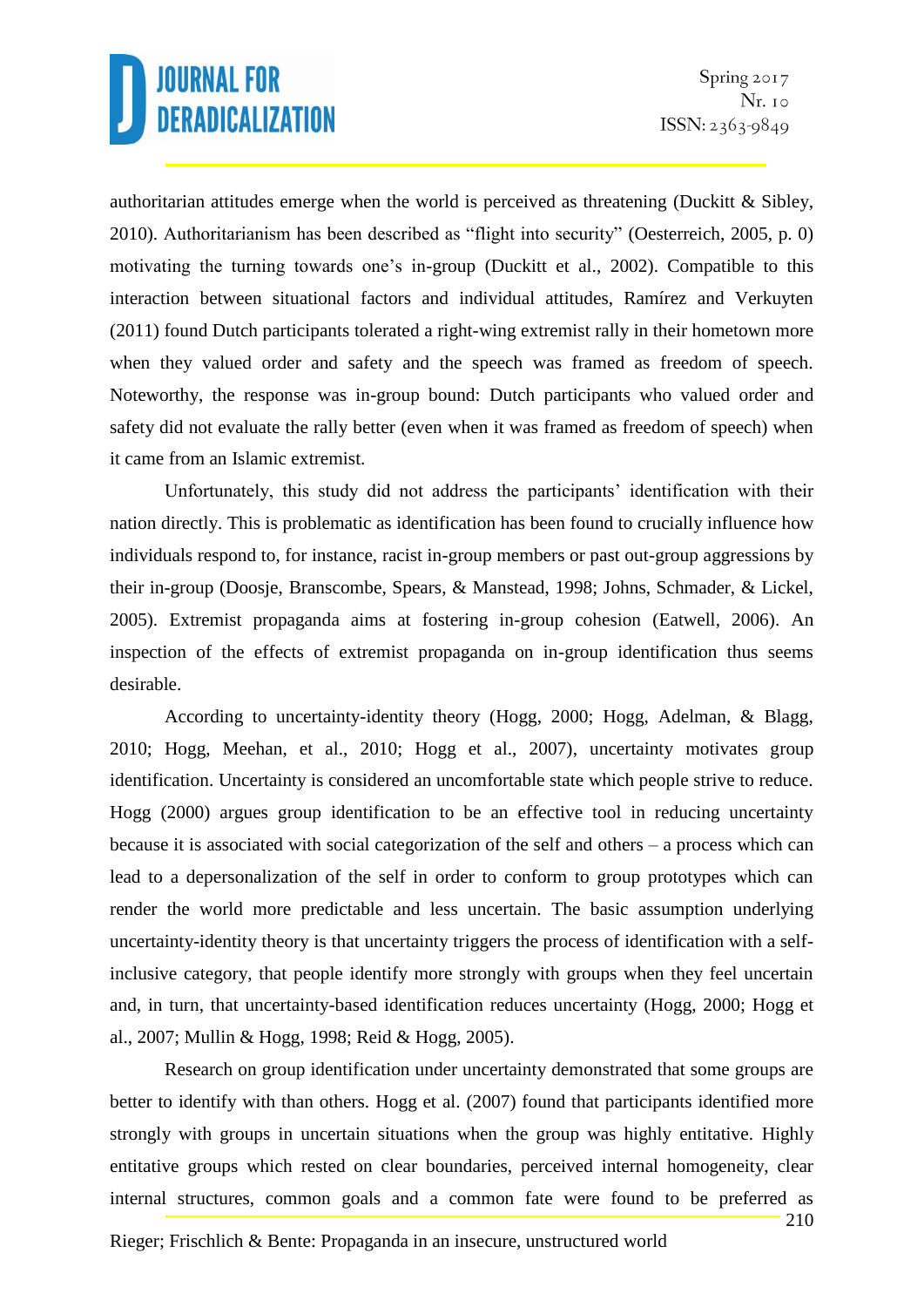authoritarian attitudes emerge when the world is perceived as threatening (Duckitt & Sibley, 2010). Authoritarianism has been described as "flight into security" (Oesterreich, 2005, p. 0) motivating the turning towards one's in-group (Duckitt et al., 2002). Compatible to this interaction between situational factors and individual attitudes, Ramírez and Verkuyten (2011) found Dutch participants tolerated a right-wing extremist rally in their hometown more when they valued order and safety and the speech was framed as freedom of speech. Noteworthy, the response was in-group bound: Dutch participants who valued order and safety did not evaluate the rally better (even when it was framed as freedom of speech) when it came from an Islamic extremist.

Unfortunately, this study did not address the participants' identification with their nation directly. This is problematic as identification has been found to crucially influence how individuals respond to, for instance, racist in-group members or past out-group aggressions by their in-group (Doosje, Branscombe, Spears, & Manstead, 1998; Johns, Schmader, & Lickel, 2005). Extremist propaganda aims at fostering in-group cohesion (Eatwell, 2006). An inspection of the effects of extremist propaganda on in-group identification thus seems desirable.

According to uncertainty-identity theory (Hogg, 2000; Hogg, Adelman, & Blagg, 2010; Hogg, Meehan, et al., 2010; Hogg et al., 2007), uncertainty motivates group identification. Uncertainty is considered an uncomfortable state which people strive to reduce. Hogg (2000) argues group identification to be an effective tool in reducing uncertainty because it is associated with social categorization of the self and others – a process which can lead to a depersonalization of the self in order to conform to group prototypes which can render the world more predictable and less uncertain. The basic assumption underlying uncertainty-identity theory is that uncertainty triggers the process of identification with a self-inclusive category, that people identify more strongly with groups when they feel uncertain and, in turn, that uncertainty-based identification reduces uncertainty (Hogg, 2000; Hogg et al., 2007; Mullin & Hogg, 1998; Reid & Hogg, 2005).

Research on group identification under uncertainty demonstrated that some groups are better to identify with than others. Hogg et al. (2007) found that participants identified more strongly with groups in uncertain situations when the group was highly entitative. Highly entitative groups which rested on clear boundaries, perceived internal homogeneity, clear internal structures, common goals and a common fate were found to be preferred as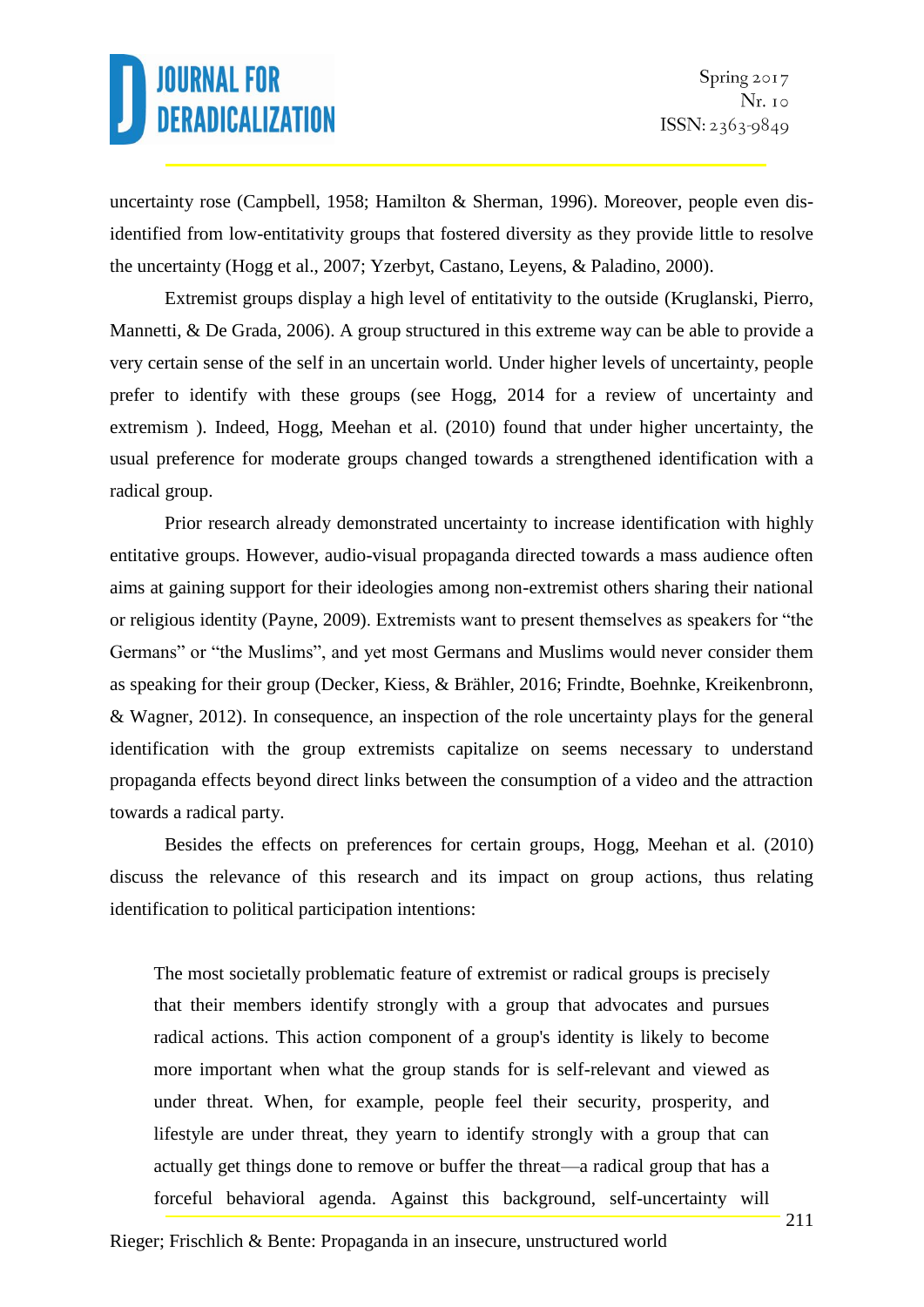uncertainty rose (Campbell, 1958; Hamilton & Sherman, 1996). Moreover, people even dis-identified from low-entitativity groups that fostered diversity as they provide little to resolve the uncertainty (Hogg et al., 2007; Yzerbyt, Castano, Leyens, & Paladino, 2000).

Extremist groups display a high level of entitativity to the outside (Kruglanski, Pierro, Mannetti, & De Grada, 2006). A group structured in this extreme way can be able to provide a very certain sense of the self in an uncertain world. Under higher levels of uncertainty, people prefer to identify with these groups (see Hogg, 2014 for a review of uncertainty and extremism ). Indeed, Hogg, Meehan et al. (2010) found that under higher uncertainty, the usual preference for moderate groups changed towards a strengthened identification with a radical group.

Prior research already demonstrated uncertainty to increase identification with highly entitative groups. However, audio-visual propaganda directed towards a mass audience often aims at gaining support for their ideologies among non-extremist others sharing their national or religious identity (Payne, 2009). Extremists want to present themselves as speakers for "the Germans" or "the Muslims", and yet most Germans and Muslims would never consider them as speaking for their group (Decker, Kiess, & Brähler, 2016; Frindte, Boehnke, Kreikenbronn, & Wagner, 2012). In consequence, an inspection of the role uncertainty plays for the general identification with the group extremists capitalize on seems necessary to understand propaganda effects beyond direct links between the consumption of a video and the attraction towards a radical party.

Besides the effects on preferences for certain groups, Hogg, Meehan et al. (2010) discuss the relevance of this research and its impact on group actions, thus relating identification to political participation intentions:

> The most societally problematic feature of extremist or radical groups is precisely that their members identify strongly with a group that advocates and pursues radical actions. This action component of a group's identity is likely to become more important when what the group stands for is self-relevant and viewed as under threat. When, for example, people feel their security, prosperity, and lifestyle are under threat, they yearn to identify strongly with a group that can actually get things done to remove or buffer the threat—a radical group that has a forceful behavioral agenda. Against this background, self-uncertainty will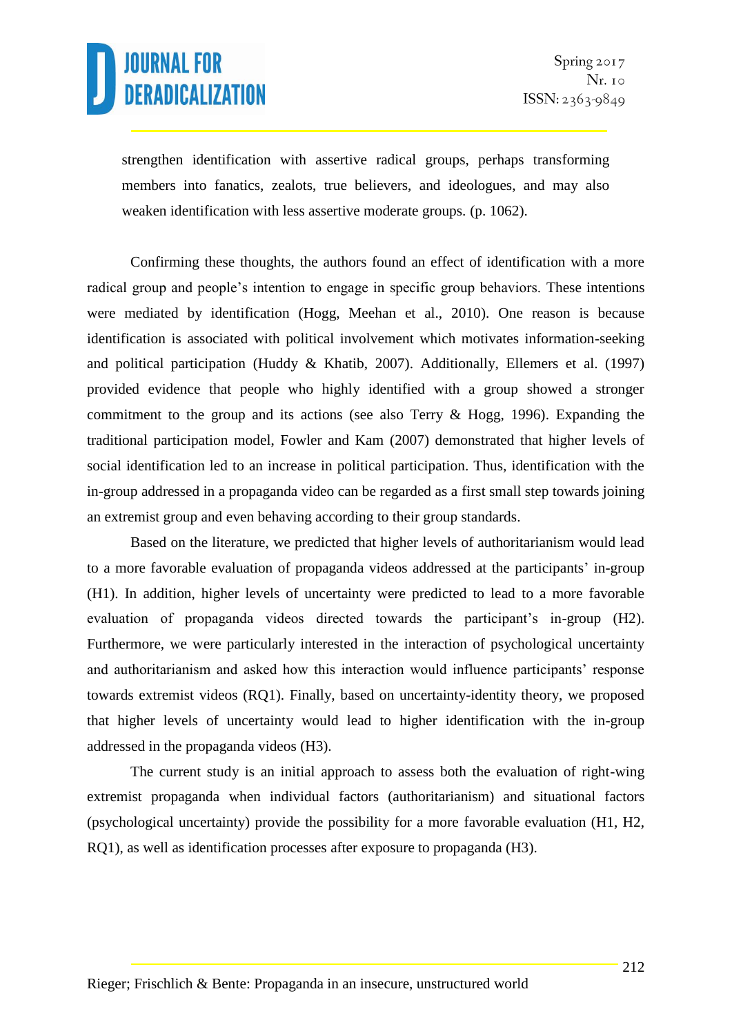strengthen identification with assertive radical groups, perhaps transforming members into fanatics, zealots, true believers, and ideologues, and may also weaken identification with less assertive moderate groups. (p. 1062).

Confirming these thoughts, the authors found an effect of identification with a more radical group and people's intention to engage in specific group behaviors. These intentions were mediated by identification (Hogg, Meehan et al., 2010). One reason is because identification is associated with political involvement which motivates information-seeking and political participation (Huddy & Khatib, 2007). Additionally, Ellemers et al. (1997) provided evidence that people who highly identified with a group showed a stronger commitment to the group and its actions (see also Terry & Hogg, 1996). Expanding the traditional participation model, Fowler and Kam (2007) demonstrated that higher levels of social identification led to an increase in political participation. Thus, identification with the in-group addressed in a propaganda video can be regarded as a first small step towards joining an extremist group and even behaving according to their group standards.

Based on the literature, we predicted that higher levels of authoritarianism would lead to a more favorable evaluation of propaganda videos addressed at the participants' in-group (H1). In addition, higher levels of uncertainty were predicted to lead to a more favorable evaluation of propaganda videos directed towards the participant's in-group (H2). Furthermore, we were particularly interested in the interaction of psychological uncertainty and authoritarianism and asked how this interaction would influence participants' response towards extremist videos (RQ1). Finally, based on uncertainty-identity theory, we proposed that higher levels of uncertainty would lead to higher identification with the in-group addressed in the propaganda videos (H3).

The current study is an initial approach to assess both the evaluation of right-wing extremist propaganda when individual factors (authoritarianism) and situational factors (psychological uncertainty) provide the possibility for a more favorable evaluation (H1, H2, RQ1), as well as identification processes after exposure to propaganda (H3).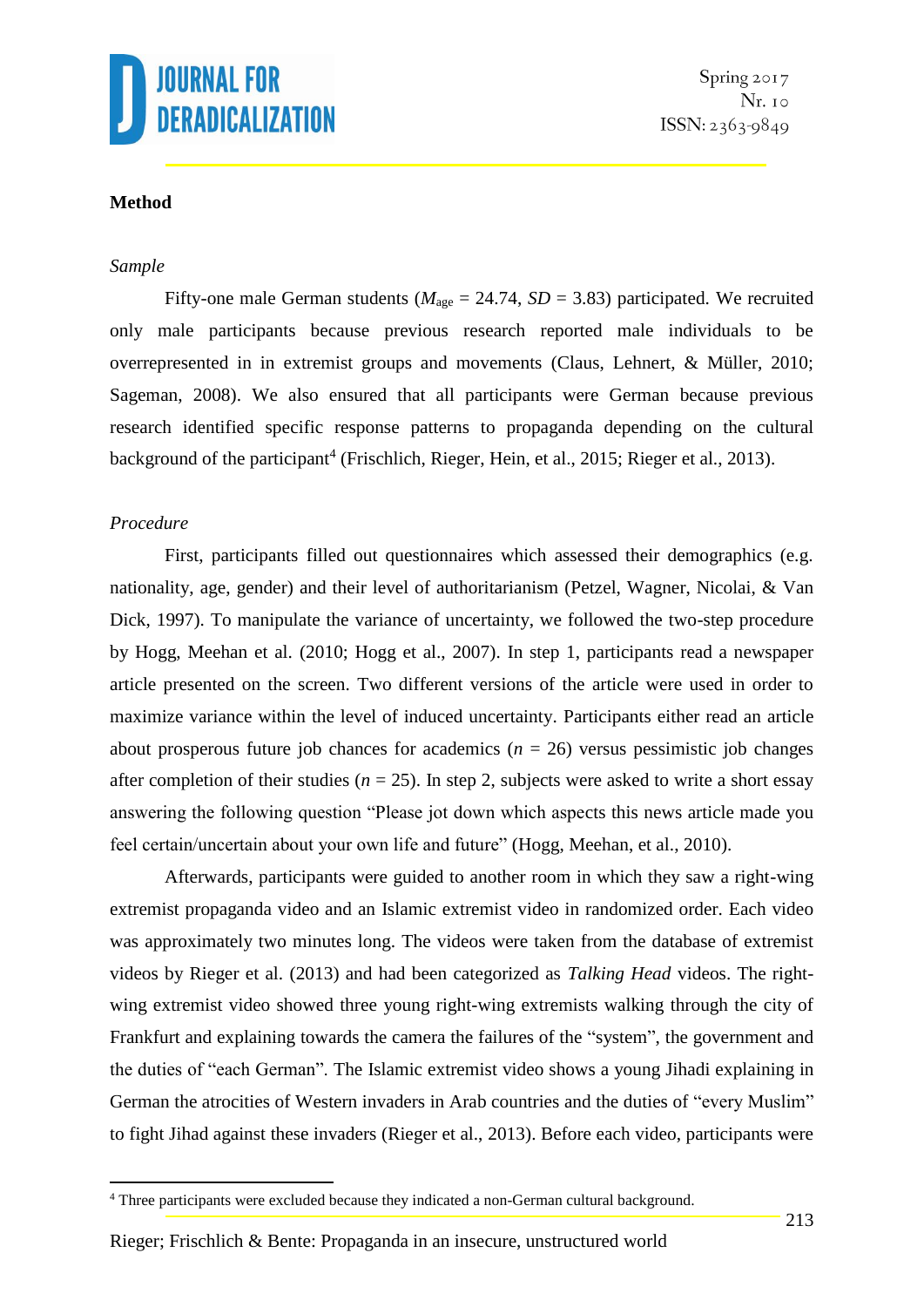**Method**

*Sample*

Fifty-one male German students ($M_{age}$ = 24.74, $SD$ = 3.83) participated. We recruited only male participants because previous research reported male individuals to be overrepresented in in extremist groups and movements (Claus, Lehnert, & Müller, 2010; Sageman, 2008). We also ensured that all participants were German because previous research identified specific response patterns to propaganda depending on the cultural background of the participant[4] (Frischlich, Rieger, Hein, et al., 2015; Rieger et al., 2013).

*Procedure*

First, participants filled out questionnaires which assessed their demographics (e.g. nationality, age, gender) and their level of authoritarianism (Petzel, Wagner, Nicolai, & Van Dick, 1997). To manipulate the variance of uncertainty, we followed the two-step procedure by Hogg, Meehan et al. (2010; Hogg et al., 2007). In step 1, participants read a newspaper article presented on the screen. Two different versions of the article were used in order to maximize variance within the level of induced uncertainty. Participants either read an article about prosperous future job chances for academics ($n$ = 26) versus pessimistic job changes after completion of their studies ($n$ = 25). In step 2, subjects were asked to write a short essay answering the following question "Please jot down which aspects this news article made you feel certain/uncertain about your own life and future" (Hogg, Meehan, et al., 2010).

Afterwards, participants were guided to another room in which they saw a right-wing extremist propaganda video and an Islamic extremist video in randomized order. Each video was approximately two minutes long. The videos were taken from the database of extremist videos by Rieger et al. (2013) and had been categorized as *Talking Head* videos. The right-wing extremist video showed three young right-wing extremists walking through the city of Frankfurt and explaining towards the camera the failures of the "system", the government and the duties of "each German". The Islamic extremist video shows a young Jihadi explaining in German the atrocities of Western invaders in Arab countries and the duties of "every Muslim" to fight Jihad against these invaders (Rieger et al., 2013). Before each video, participants were

[4] Three participants were excluded because they indicated a non-German cultural background.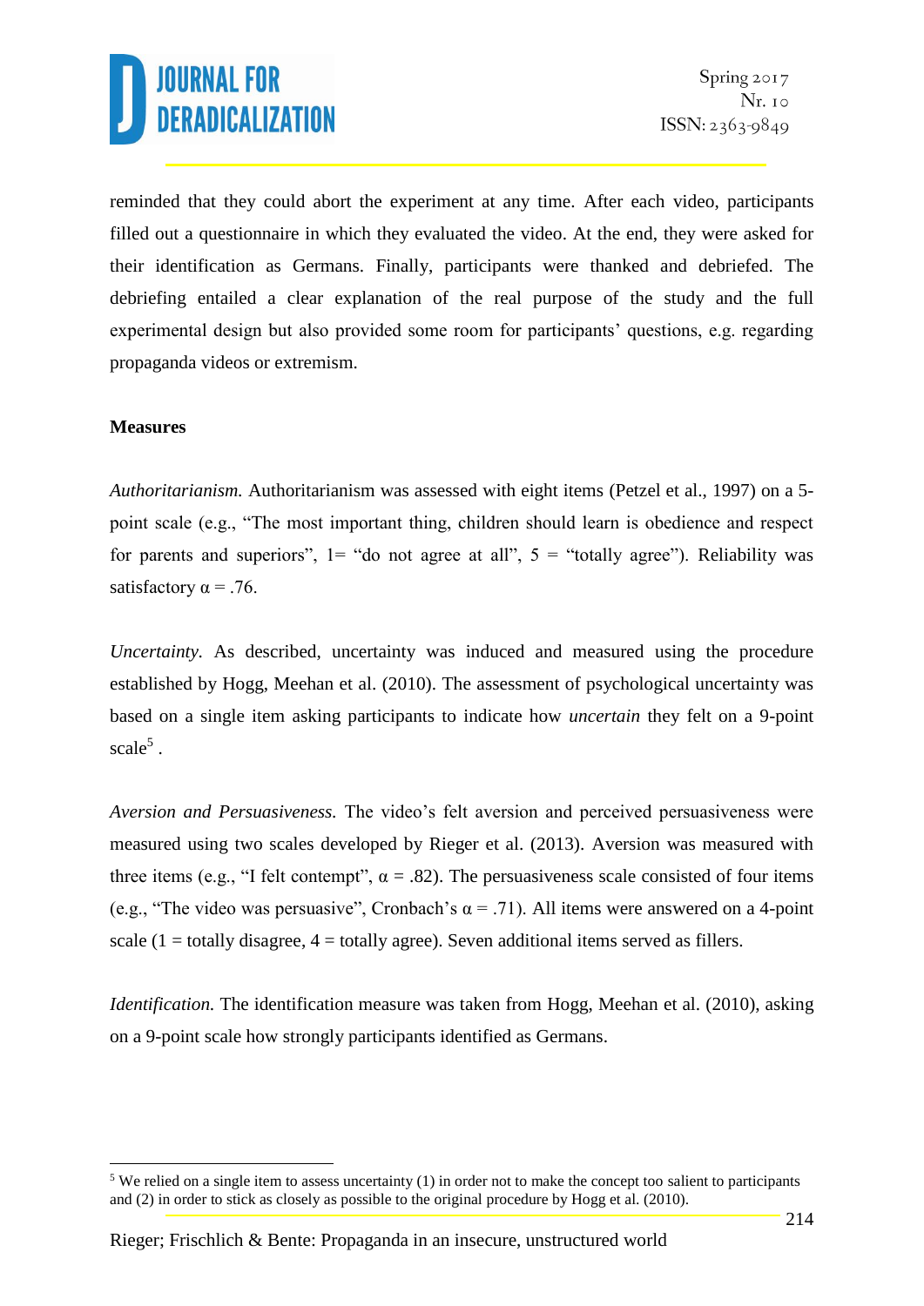reminded that they could abort the experiment at any time. After each video, participants filled out a questionnaire in which they evaluated the video. At the end, they were asked for their identification as Germans. Finally, participants were thanked and debriefed. The debriefing entailed a clear explanation of the real purpose of the study and the full experimental design but also provided some room for participants' questions, e.g. regarding propaganda videos or extremism.

**Measures**

*Authoritarianism.* Authoritarianism was assessed with eight items (Petzel et al., 1997) on a 5-point scale (e.g., "The most important thing, children should learn is obedience and respect for parents and superiors", 1= "do not agree at all", 5 = "totally agree"). Reliability was satisfactory $\alpha = .76$.

*Uncertainty.* As described, uncertainty was induced and measured using the procedure established by Hogg, Meehan et al. (2010). The assessment of psychological uncertainty was based on a single item asking participants to indicate how *uncertain* they felt on a 9-point scale[5] .

*Aversion and Persuasiveness.* The video's felt aversion and perceived persuasiveness were measured using two scales developed by Rieger et al. (2013). Aversion was measured with three items (e.g., "I felt contempt", $\alpha = .82$). The persuasiveness scale consisted of four items (e.g., "The video was persuasive", Cronbach's $\alpha = .71$). All items were answered on a 4-point scale (1 = totally disagree, 4 = totally agree). Seven additional items served as fillers.

*Identification.* The identification measure was taken from Hogg, Meehan et al. (2010), asking on a 9-point scale how strongly participants identified as Germans.

[5] We relied on a single item to assess uncertainty (1) in order not to make the concept too salient to participants and (2) in order to stick as closely as possible to the original procedure by Hogg et al. (2010).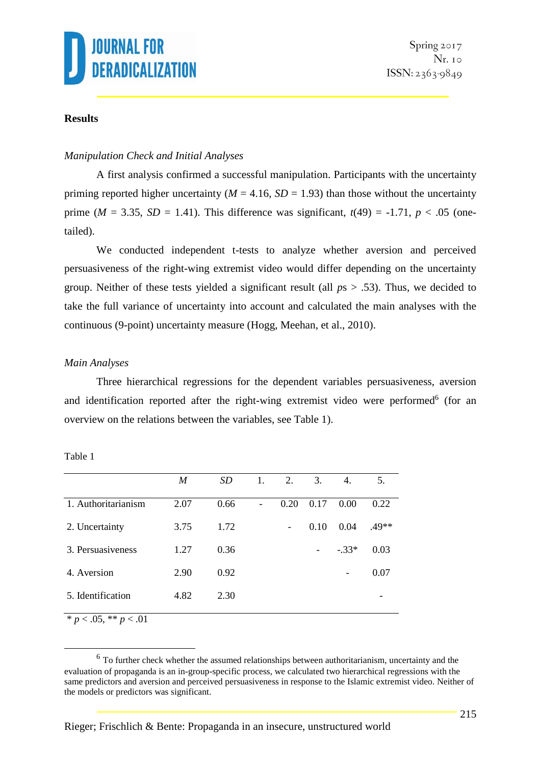**Results**

*Manipulation Check and Initial Analyses*

A first analysis confirmed a successful manipulation. Participants with the uncertainty priming reported higher uncertainty ($M$ = 4.16, $SD$ = 1.93) than those without the uncertainty prime ($M$ = 3.35, $SD$ = 1.41). This difference was significant, $t(49)$ = -1.71, $p$ < .05 (one-tailed).

We conducted independent t-tests to analyze whether aversion and perceived persuasiveness of the right-wing extremist video would differ depending on the uncertainty group. Neither of these tests yielded a significant result (all $p$s > .53). Thus, we decided to take the full variance of uncertainty into account and calculated the main analyses with the continuous (9-point) uncertainty measure (Hogg, Meehan, et al., 2010).

*Main Analyses*

Three hierarchical regressions for the dependent variables persuasiveness, aversion and identification reported after the right-wing extremist video were performed[6] (for an overview on the relations between the variables, see Table 1).

Table 1

| | $M$ | $SD$ | 1. | 2. | 3. | 4. | 5. |
|---|---|---|---|---|---|---|---|
| 1. Authoritarianism | 2.07 | 0.66 | - | 0.20 | 0.17 | 0.00 | 0.22 |
| 2. Uncertainty | 3.75 | 1.72 | | - | 0.10 | 0.04 | .49** |
| 3. Persuasiveness | 1.27 | 0.36 | | | - | -.33* | 0.03 |
| 4. Aversion | 2.90 | 0.92 | | | | - | 0.07 |
| 5. Identification | 4.82 | 2.30 | | | | | - |

\* $p$ < .05, ** $p$ < .01

[6] To further check whether the assumed relationships between authoritarianism, uncertainty and the evaluation of propaganda is an in-group-specific process, we calculated two hierarchical regressions with the same predictors and aversion and perceived persuasiveness in response to the Islamic extremist video. Neither of the models or predictors was significant.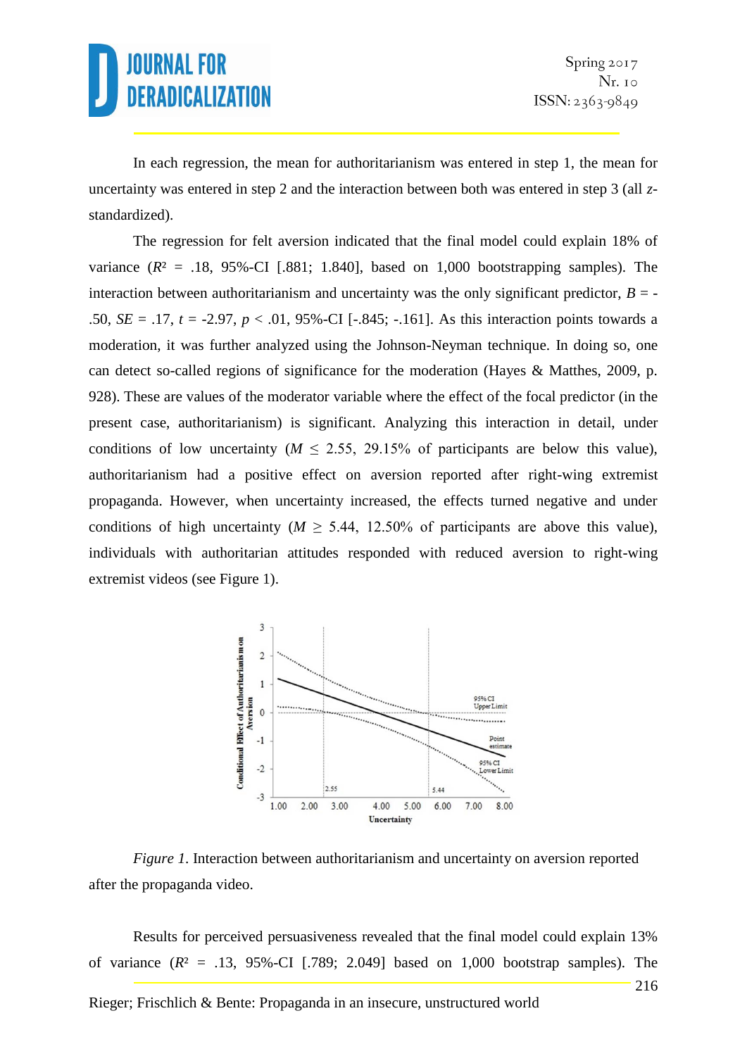In each regression, the mean for authoritarianism was entered in step 1, the mean for uncertainty was entered in step 2 and the interaction between both was entered in step 3 (all *z*-standardized).

The regression for felt aversion indicated that the final model could explain 18% of variance ($R^2$ = .18, 95%-CI [.881; 1.840], based on 1,000 bootstrapping samples). The interaction between authoritarianism and uncertainty was the only significant predictor, $B$ = -.50, $SE$ = .17, $t$ = -2.97, $p$ < .01, 95%-CI [-.845; -.161]. As this interaction points towards a moderation, it was further analyzed using the Johnson-Neyman technique. In doing so, one can detect so-called regions of significance for the moderation (Hayes & Matthes, 2009, p. 928). These are values of the moderator variable where the effect of the focal predictor (in the present case, authoritarianism) is significant. Analyzing this interaction in detail, under conditions of low uncertainty ($M \leq 2.55$, 29.15% of participants are below this value), authoritarianism had a positive effect on aversion reported after right-wing extremist propaganda. However, when uncertainty increased, the effects turned negative and under conditions of high uncertainty ($M \geq 5.44$, 12.50% of participants are above this value), individuals with authoritarian attitudes responded with reduced aversion to right-wing extremist videos (see Figure 1).

*Figure 1*. Interaction between authoritarianism and uncertainty on aversion reported after the propaganda video.

Results for perceived persuasiveness revealed that the final model could explain 13% of variance ($R^2$ = .13, 95%-CI [.789; 2.049] based on 1,000 bootstrap samples). The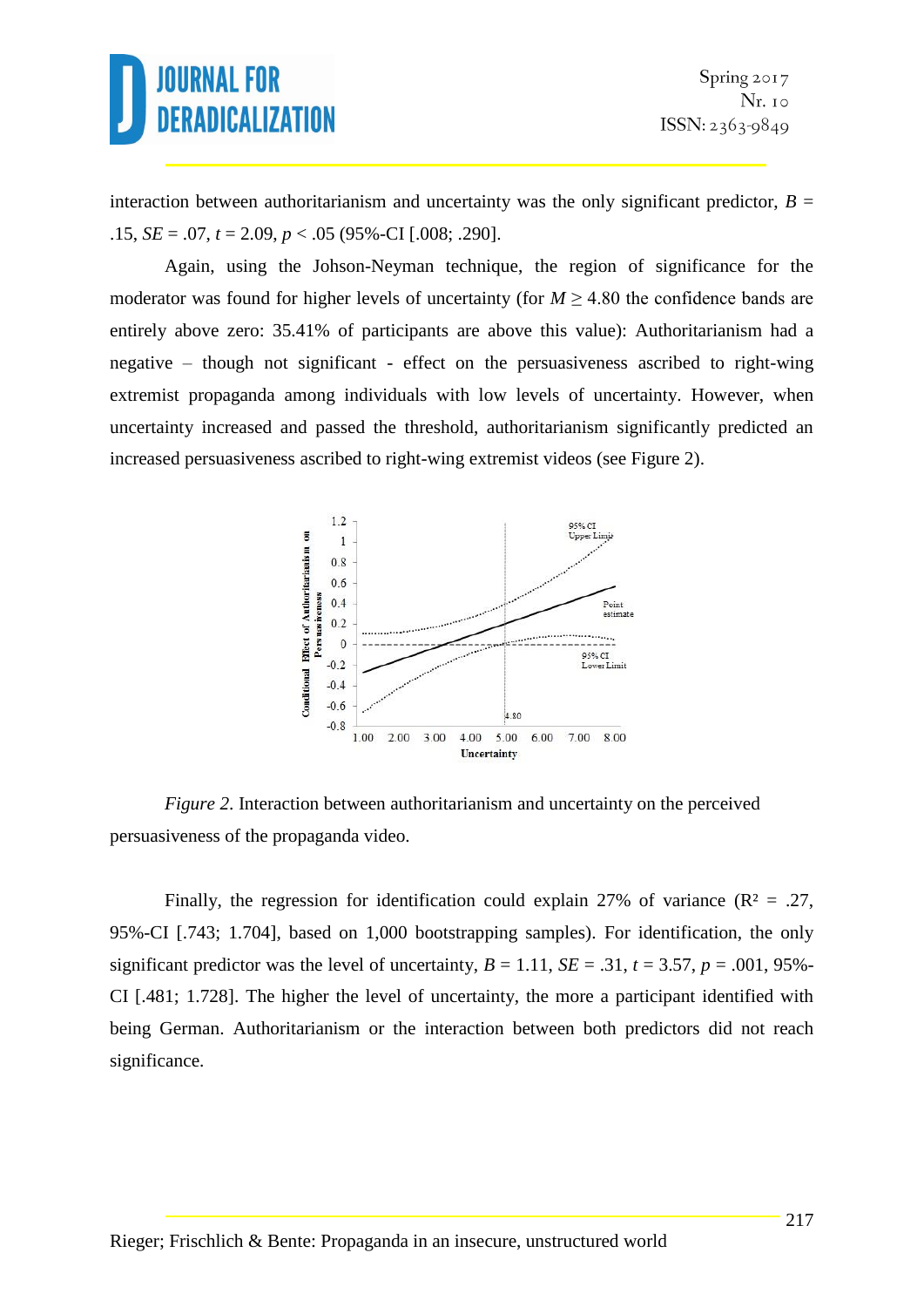interaction between authoritarianism and uncertainty was the only significant predictor, $B$ = .15, $SE$ = .07, $t$ = 2.09, $p < .05$ (95%-CI [.008; .290].

Again, using the Johson-Neyman technique, the region of significance for the moderator was found for higher levels of uncertainty (for $M \geq 4.80$ the confidence bands are entirely above zero: 35.41% of participants are above this value): Authoritarianism had a negative – though not significant - effect on the persuasiveness ascribed to right-wing extremist propaganda among individuals with low levels of uncertainty. However, when uncertainty increased and passed the threshold, authoritarianism significantly predicted an increased persuasiveness ascribed to right-wing extremist videos (see Figure 2).

*Figure 2*. Interaction between authoritarianism and uncertainty on the perceived persuasiveness of the propaganda video.

Finally, the regression for identification could explain 27% of variance ($R^2$ = .27, 95%-CI [.743; 1.704], based on 1,000 bootstrapping samples). For identification, the only significant predictor was the level of uncertainty, $B$ = 1.11, $SE$ = .31, $t$ = 3.57, $p$ = .001, 95%-CI [.481; 1.728]. The higher the level of uncertainty, the more a participant identified with being German. Authoritarianism or the interaction between both predictors did not reach significance.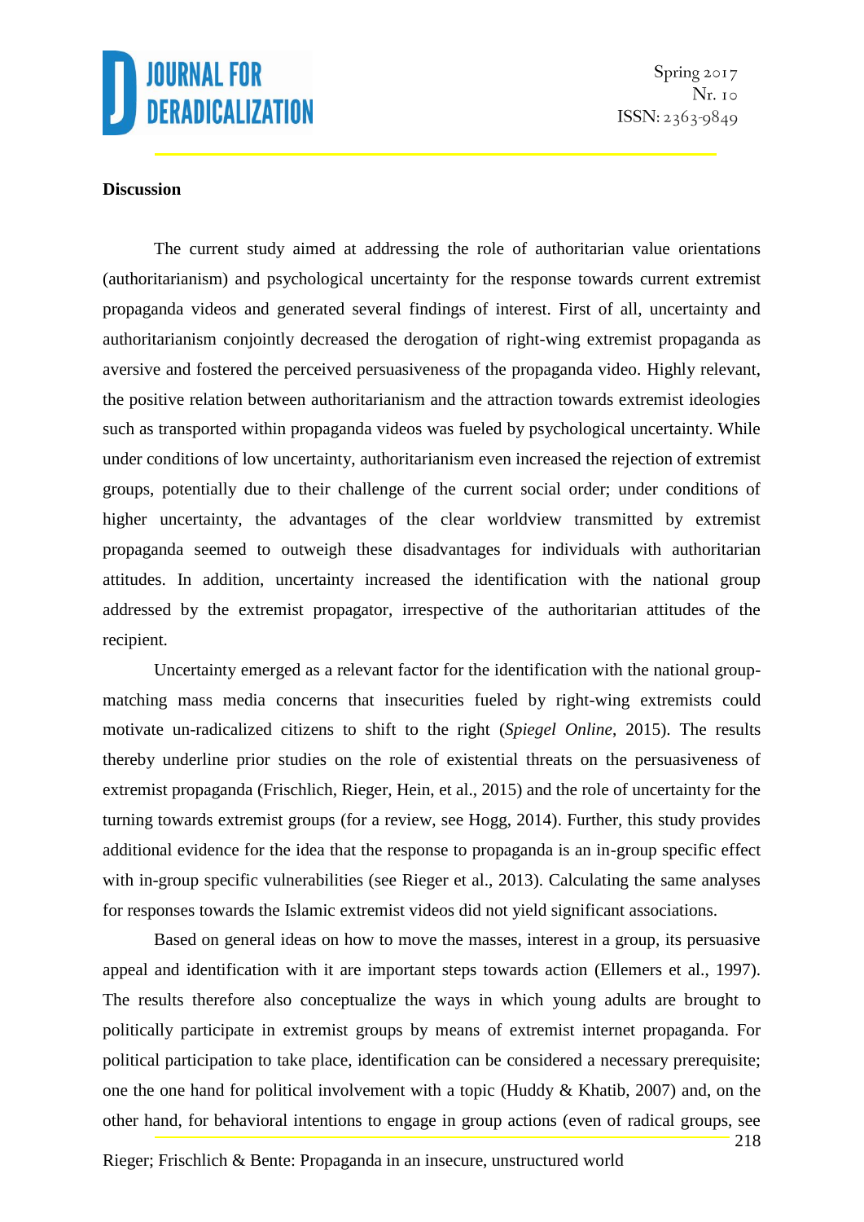**Discussion**

The current study aimed at addressing the role of authoritarian value orientations (authoritarianism) and psychological uncertainty for the response towards current extremist propaganda videos and generated several findings of interest. First of all, uncertainty and authoritarianism conjointly decreased the derogation of right-wing extremist propaganda as aversive and fostered the perceived persuasiveness of the propaganda video. Highly relevant, the positive relation between authoritarianism and the attraction towards extremist ideologies such as transported within propaganda videos was fueled by psychological uncertainty. While under conditions of low uncertainty, authoritarianism even increased the rejection of extremist groups, potentially due to their challenge of the current social order; under conditions of higher uncertainty, the advantages of the clear worldview transmitted by extremist propaganda seemed to outweigh these disadvantages for individuals with authoritarian attitudes. In addition, uncertainty increased the identification with the national group addressed by the extremist propagator, irrespective of the authoritarian attitudes of the recipient.

Uncertainty emerged as a relevant factor for the identification with the national group-matching mass media concerns that insecurities fueled by right-wing extremists could motivate un-radicalized citizens to shift to the right (*Spiegel Online*, 2015). The results thereby underline prior studies on the role of existential threats on the persuasiveness of extremist propaganda (Frischlich, Rieger, Hein, et al., 2015) and the role of uncertainty for the turning towards extremist groups (for a review, see Hogg, 2014). Further, this study provides additional evidence for the idea that the response to propaganda is an in-group specific effect with in-group specific vulnerabilities (see Rieger et al., 2013). Calculating the same analyses for responses towards the Islamic extremist videos did not yield significant associations.

Based on general ideas on how to move the masses, interest in a group, its persuasive appeal and identification with it are important steps towards action (Ellemers et al., 1997). The results therefore also conceptualize the ways in which young adults are brought to politically participate in extremist groups by means of extremist internet propaganda. For political participation to take place, identification can be considered a necessary prerequisite; one the one hand for political involvement with a topic (Huddy & Khatib, 2007) and, on the other hand, for behavioral intentions to engage in group actions (even of radical groups, see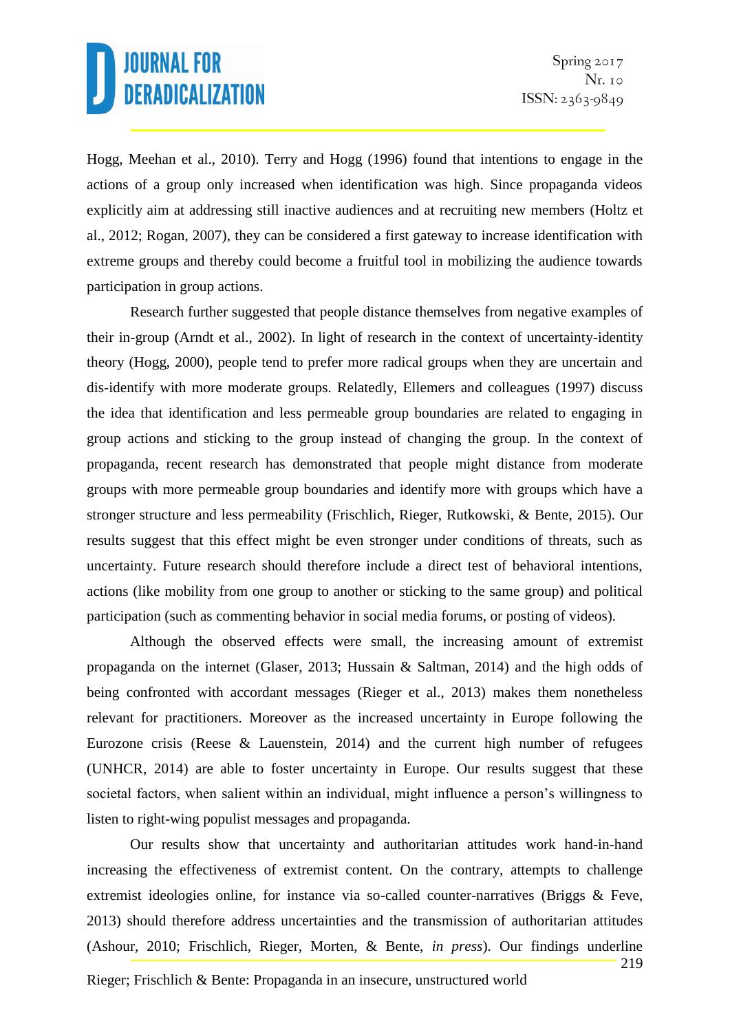Hogg, Meehan et al., 2010). Terry and Hogg (1996) found that intentions to engage in the actions of a group only increased when identification was high. Since propaganda videos explicitly aim at addressing still inactive audiences and at recruiting new members (Holtz et al., 2012; Rogan, 2007), they can be considered a first gateway to increase identification with extreme groups and thereby could become a fruitful tool in mobilizing the audience towards participation in group actions.

Research further suggested that people distance themselves from negative examples of their in-group (Arndt et al., 2002). In light of research in the context of uncertainty-identity theory (Hogg, 2000), people tend to prefer more radical groups when they are uncertain and dis-identify with more moderate groups. Relatedly, Ellemers and colleagues (1997) discuss the idea that identification and less permeable group boundaries are related to engaging in group actions and sticking to the group instead of changing the group. In the context of propaganda, recent research has demonstrated that people might distance from moderate groups with more permeable group boundaries and identify more with groups which have a stronger structure and less permeability (Frischlich, Rieger, Rutkowski, & Bente, 2015). Our results suggest that this effect might be even stronger under conditions of threats, such as uncertainty. Future research should therefore include a direct test of behavioral intentions, actions (like mobility from one group to another or sticking to the same group) and political participation (such as commenting behavior in social media forums, or posting of videos).

Although the observed effects were small, the increasing amount of extremist propaganda on the internet (Glaser, 2013; Hussain & Saltman, 2014) and the high odds of being confronted with accordant messages (Rieger et al., 2013) makes them nonetheless relevant for practitioners. Moreover as the increased uncertainty in Europe following the Eurozone crisis (Reese & Lauenstein, 2014) and the current high number of refugees (UNHCR, 2014) are able to foster uncertainty in Europe. Our results suggest that these societal factors, when salient within an individual, might influence a person's willingness to listen to right-wing populist messages and propaganda.

Our results show that uncertainty and authoritarian attitudes work hand-in-hand increasing the effectiveness of extremist content. On the contrary, attempts to challenge extremist ideologies online, for instance via so-called counter-narratives (Briggs & Feve, 2013) should therefore address uncertainties and the transmission of authoritarian attitudes (Ashour, 2010; Frischlich, Rieger, Morten, & Bente, *in press*). Our findings underline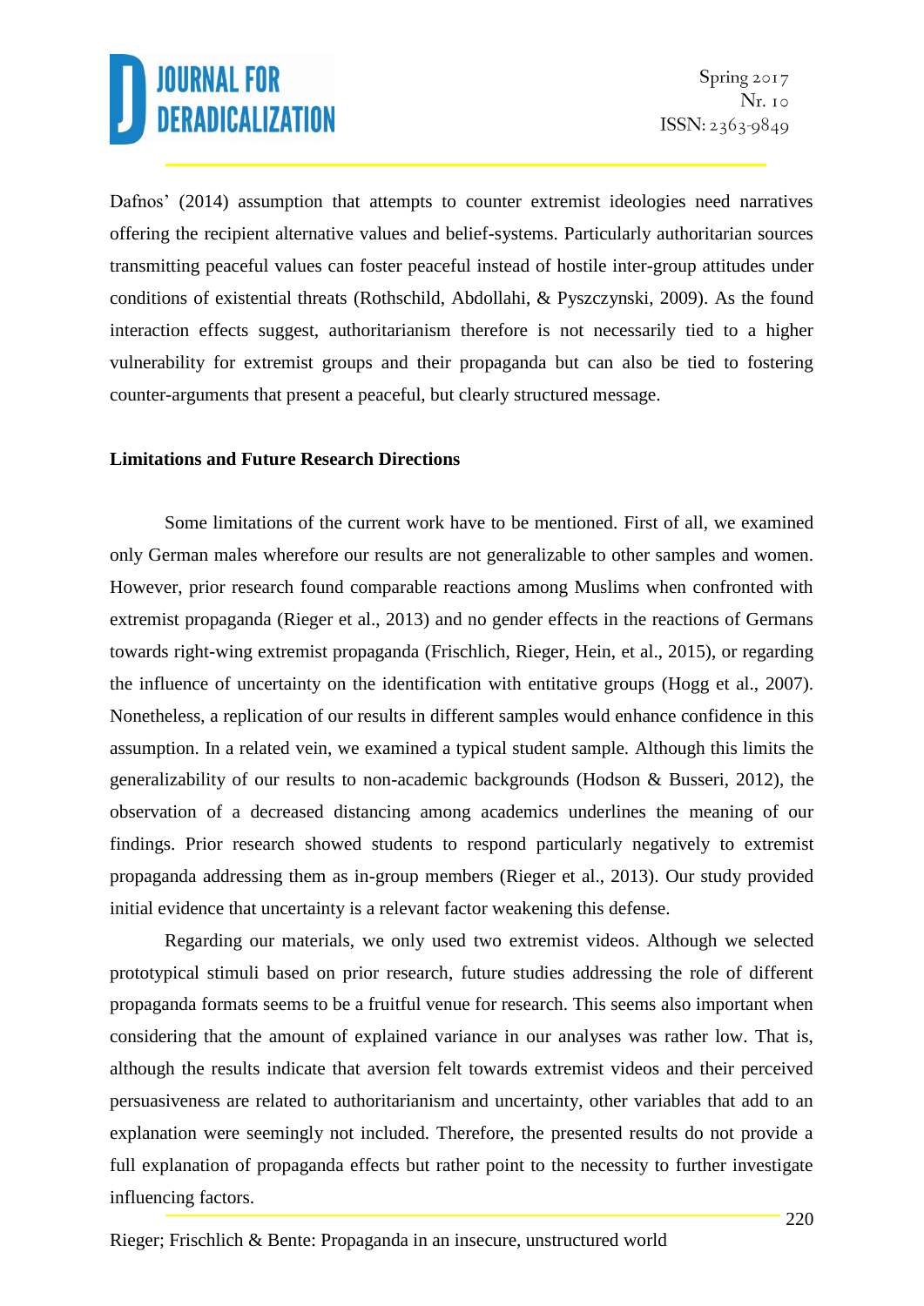Dafnos' (2014) assumption that attempts to counter extremist ideologies need narratives offering the recipient alternative values and belief-systems. Particularly authoritarian sources transmitting peaceful values can foster peaceful instead of hostile inter-group attitudes under conditions of existential threats (Rothschild, Abdollahi, & Pyszczynski, 2009). As the found interaction effects suggest, authoritarianism therefore is not necessarily tied to a higher vulnerability for extremist groups and their propaganda but can also be tied to fostering counter-arguments that present a peaceful, but clearly structured message.

**Limitations and Future Research Directions**

Some limitations of the current work have to be mentioned. First of all, we examined only German males wherefore our results are not generalizable to other samples and women. However, prior research found comparable reactions among Muslims when confronted with extremist propaganda (Rieger et al., 2013) and no gender effects in the reactions of Germans towards right-wing extremist propaganda (Frischlich, Rieger, Hein, et al., 2015), or regarding the influence of uncertainty on the identification with entitative groups (Hogg et al., 2007). Nonetheless, a replication of our results in different samples would enhance confidence in this assumption. In a related vein, we examined a typical student sample. Although this limits the generalizability of our results to non-academic backgrounds (Hodson & Busseri, 2012), the observation of a decreased distancing among academics underlines the meaning of our findings. Prior research showed students to respond particularly negatively to extremist propaganda addressing them as in-group members (Rieger et al., 2013). Our study provided initial evidence that uncertainty is a relevant factor weakening this defense.

Regarding our materials, we only used two extremist videos. Although we selected prototypical stimuli based on prior research, future studies addressing the role of different propaganda formats seems to be a fruitful venue for research. This seems also important when considering that the amount of explained variance in our analyses was rather low. That is, although the results indicate that aversion felt towards extremist videos and their perceived persuasiveness are related to authoritarianism and uncertainty, other variables that add to an explanation were seemingly not included. Therefore, the presented results do not provide a full explanation of propaganda effects but rather point to the necessity to further investigate influencing factors.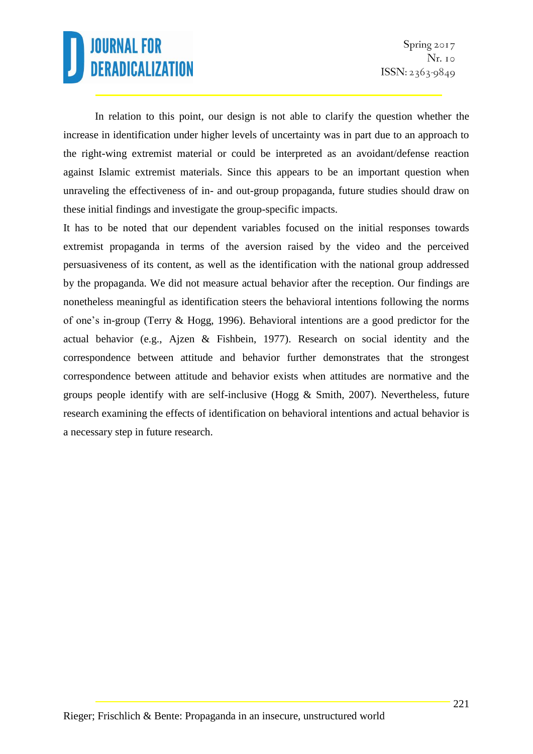In relation to this point, our design is not able to clarify the question whether the increase in identification under higher levels of uncertainty was in part due to an approach to the right-wing extremist material or could be interpreted as an avoidant/defense reaction against Islamic extremist materials. Since this appears to be an important question when unraveling the effectiveness of in- and out-group propaganda, future studies should draw on these initial findings and investigate the group-specific impacts.

It has to be noted that our dependent variables focused on the initial responses towards extremist propaganda in terms of the aversion raised by the video and the perceived persuasiveness of its content, as well as the identification with the national group addressed by the propaganda. We did not measure actual behavior after the reception. Our findings are nonetheless meaningful as identification steers the behavioral intentions following the norms of one's in-group (Terry & Hogg, 1996). Behavioral intentions are a good predictor for the actual behavior (e.g., Ajzen & Fishbein, 1977). Research on social identity and the correspondence between attitude and behavior further demonstrates that the strongest correspondence between attitude and behavior exists when attitudes are normative and the groups people identify with are self-inclusive (Hogg & Smith, 2007). Nevertheless, future research examining the effects of identification on behavioral intentions and actual behavior is a necessary step in future research.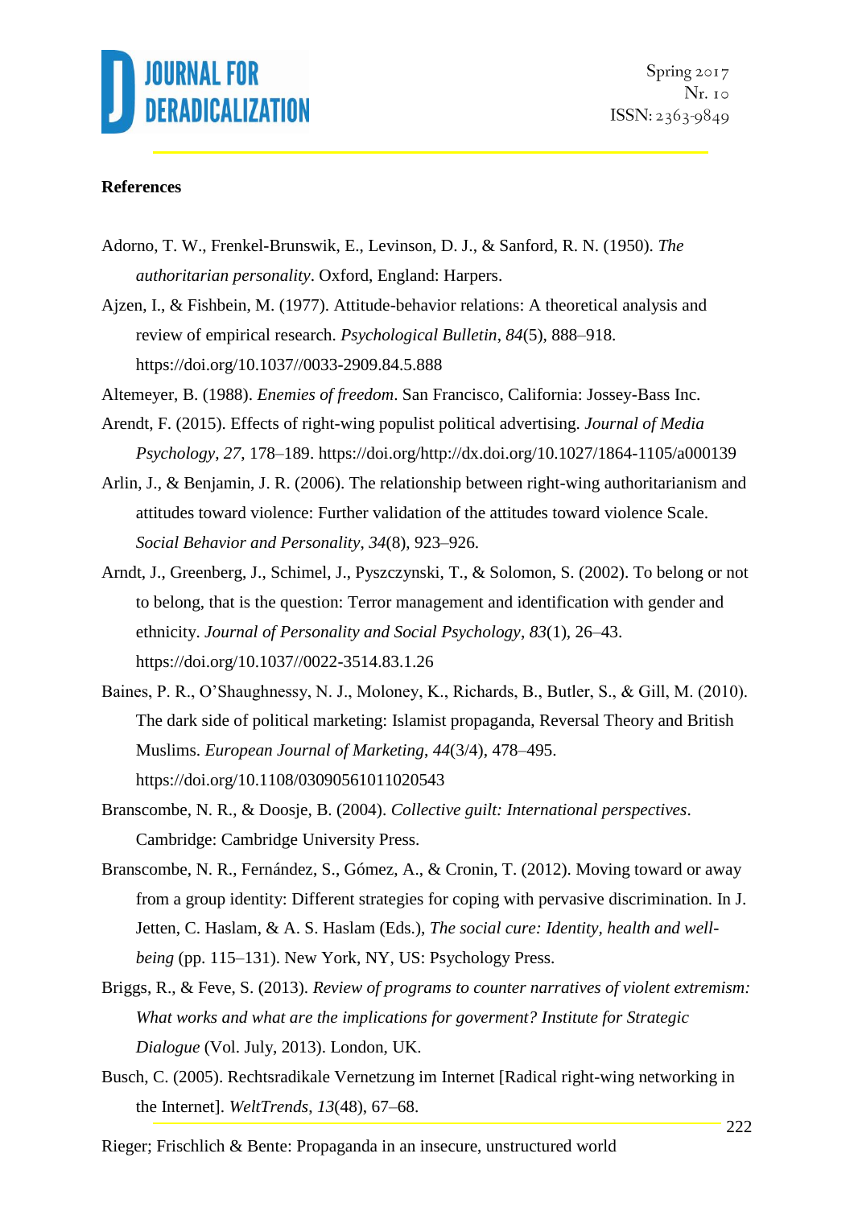### References

Adorno, T. W., Frenkel-Brunswik, E., Levinson, D. J., & Sanford, R. N. (1950). *The authoritarian personality*. Oxford, England: Harpers.

Ajzen, I., & Fishbein, M. (1977). Attitude-behavior relations: A theoretical analysis and review of empirical research. *Psychological Bulletin*, *84*(5), 888–918. https://doi.org/10.1037//0033-2909.84.5.888

Altemeyer, B. (1988). *Enemies of freedom*. San Francisco, California: Jossey-Bass Inc.

Arendt, F. (2015). Effects of right-wing populist political advertising. *Journal of Media Psychology*, *27*, 178–189. https://doi.org/http://dx.doi.org/10.1027/1864-1105/a000139

Arlin, J., & Benjamin, J. R. (2006). The relationship between right-wing authoritarianism and attitudes toward violence: Further validation of the attitudes toward violence Scale. *Social Behavior and Personality*, *34*(8), 923–926.

Arndt, J., Greenberg, J., Schimel, J., Pyszczynski, T., & Solomon, S. (2002). To belong or not to belong, that is the question: Terror management and identification with gender and ethnicity. *Journal of Personality and Social Psychology*, *83*(1), 26–43. https://doi.org/10.1037//0022-3514.83.1.26

Baines, P. R., O'Shaughnessy, N. J., Moloney, K., Richards, B., Butler, S., & Gill, M. (2010). The dark side of political marketing: Islamist propaganda, Reversal Theory and British Muslims. *European Journal of Marketing*, *44*(3/4), 478–495. https://doi.org/10.1108/03090561011020543

Branscombe, N. R., & Doosje, B. (2004). *Collective guilt: International perspectives*. Cambridge: Cambridge University Press.

Branscombe, N. R., Fernández, S., Gómez, A., & Cronin, T. (2012). Moving toward or away from a group identity: Different strategies for coping with pervasive discrimination. In J. Jetten, C. Haslam, & A. S. Haslam (Eds.), *The social cure: Identity, health and well-being* (pp. 115–131). New York, NY, US: Psychology Press.

Briggs, R., & Feve, S. (2013). *Review of programs to counter narratives of violent extremism: What works and what are the implications for goverment? Institute for Strategic Dialogue* (Vol. July, 2013). London, UK.

Busch, C. (2005). Rechtsradikale Vernetzung im Internet [Radical right-wing networking in the Internet]. *WeltTrends*, *13*(48), 67–68.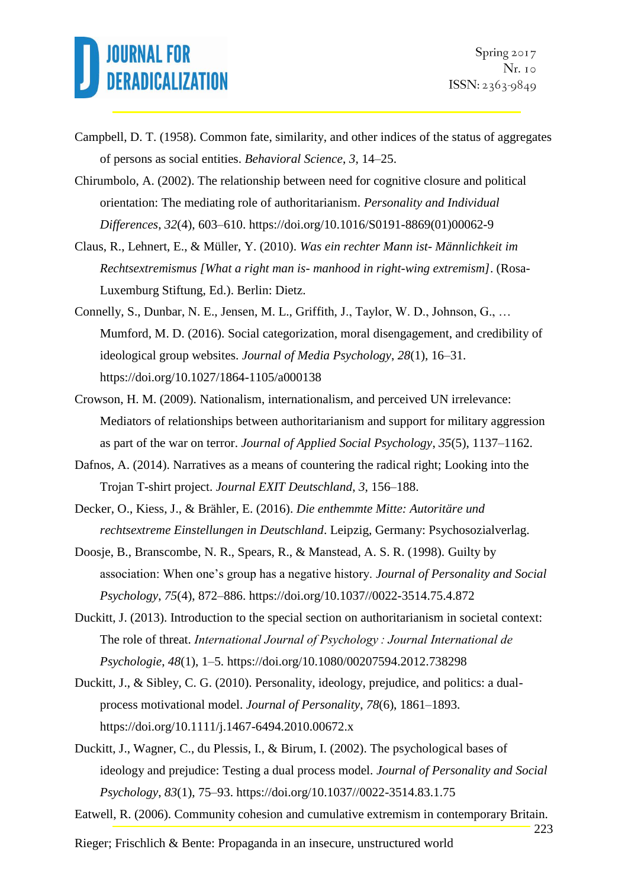Campbell, D. T. (1958). Common fate, similarity, and other indices of the status of aggregates of persons as social entities. *Behavioral Science*, *3*, 14–25.

Chirumbolo, A. (2002). The relationship between need for cognitive closure and political orientation: The mediating role of authoritarianism. *Personality and Individual Differences*, *32*(4), 603–610. https://doi.org/10.1016/S0191-8869(01)00062-9

Claus, R., Lehnert, E., & Müller, Y. (2010). *Was ein rechter Mann ist- Männlichkeit im Rechtsextremismus [What a right man is- manhood in right-wing extremism]*. (Rosa-Luxemburg Stiftung, Ed.). Berlin: Dietz.

Connelly, S., Dunbar, N. E., Jensen, M. L., Griffith, J., Taylor, W. D., Johnson, G., … Mumford, M. D. (2016). Social categorization, moral disengagement, and credibility of ideological group websites. *Journal of Media Psychology*, *28*(1), 16–31. https://doi.org/10.1027/1864-1105/a000138

Crowson, H. M. (2009). Nationalism, internationalism, and perceived UN irrelevance: Mediators of relationships between authoritarianism and support for military aggression as part of the war on terror. *Journal of Applied Social Psychology*, *35*(5), 1137–1162.

Dafnos, A. (2014). Narratives as a means of countering the radical right; Looking into the Trojan T-shirt project. *Journal EXIT Deutschland*, *3*, 156–188.

Decker, O., Kiess, J., & Brähler, E. (2016). *Die enthemmte Mitte: Autoritäre und rechtsextreme Einstellungen in Deutschland*. Leipzig, Germany: Psychosozialverlag.

Doosje, B., Branscombe, N. R., Spears, R., & Manstead, A. S. R. (1998). Guilty by association: When one's group has a negative history. *Journal of Personality and Social Psychology*, *75*(4), 872–886. https://doi.org/10.1037//0022-3514.75.4.872

Duckitt, J. (2013). Introduction to the special section on authoritarianism in societal context: The role of threat. *International Journal of Psychology : Journal International de Psychologie*, *48*(1), 1–5. https://doi.org/10.1080/00207594.2012.738298

Duckitt, J., & Sibley, C. G. (2010). Personality, ideology, prejudice, and politics: a dual-process motivational model. *Journal of Personality*, *78*(6), 1861–1893. https://doi.org/10.1111/j.1467-6494.2010.00672.x

Duckitt, J., Wagner, C., du Plessis, I., & Birum, I. (2002). The psychological bases of ideology and prejudice: Testing a dual process model. *Journal of Personality and Social Psychology*, *83*(1), 75–93. https://doi.org/10.1037//0022-3514.83.1.75

Eatwell, R. (2006). Community cohesion and cumulative extremism in contemporary Britain.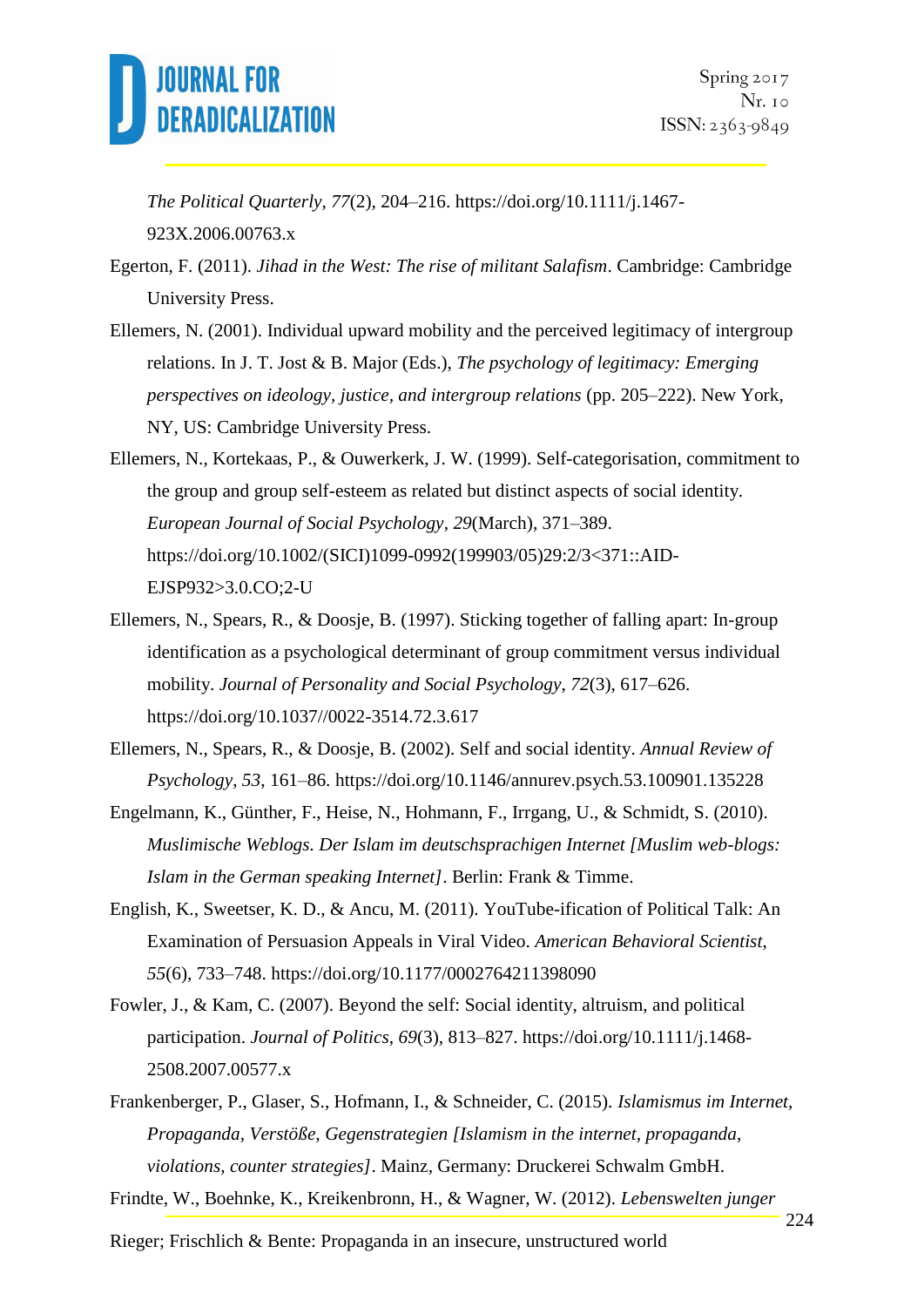*The Political Quarterly*, *77*(2), 204–216. https://doi.org/10.1111/j.1467-923X.2006.00763.x

Egerton, F. (2011). *Jihad in the West: The rise of militant Salafism*. Cambridge: Cambridge University Press.

Ellemers, N. (2001). Individual upward mobility and the perceived legitimacy of intergroup relations. In J. T. Jost & B. Major (Eds.), *The psychology of legitimacy: Emerging perspectives on ideology, justice, and intergroup relations* (pp. 205–222). New York, NY, US: Cambridge University Press.

Ellemers, N., Kortekaas, P., & Ouwerkerk, J. W. (1999). Self-categorisation, commitment to the group and group self-esteem as related but distinct aspects of social identity. *European Journal of Social Psychology*, *29*(March), 371–389. https://doi.org/10.1002/(SICI)1099-0992(199903/05)29:2/3<371::AID-EJSP932>3.0.CO;2-U

Ellemers, N., Spears, R., & Doosje, B. (1997). Sticking together of falling apart: In-group identification as a psychological determinant of group commitment versus individual mobility. *Journal of Personality and Social Psychology*, *72*(3), 617–626. https://doi.org/10.1037//0022-3514.72.3.617

Ellemers, N., Spears, R., & Doosje, B. (2002). Self and social identity. *Annual Review of Psychology*, *53*, 161–86. https://doi.org/10.1146/annurev.psych.53.100901.135228

Engelmann, K., Günther, F., Heise, N., Hohmann, F., Irrgang, U., & Schmidt, S. (2010). *Muslimische Weblogs. Der Islam im deutschsprachigen Internet [Muslim web-blogs: Islam in the German speaking Internet]*. Berlin: Frank & Timme.

English, K., Sweetser, K. D., & Ancu, M. (2011). YouTube-ification of Political Talk: An Examination of Persuasion Appeals in Viral Video. *American Behavioral Scientist*, *55*(6), 733–748. https://doi.org/10.1177/0002764211398090

Fowler, J., & Kam, C. (2007). Beyond the self: Social identity, altruism, and political participation. *Journal of Politics*, *69*(3), 813–827. https://doi.org/10.1111/j.1468-2508.2007.00577.x

Frankenberger, P., Glaser, S., Hofmann, I., & Schneider, C. (2015). *Islamismus im Internet, Propaganda, Verstöße, Gegenstrategien [Islamism in the internet, propaganda, violations, counter strategies]*. Mainz, Germany: Druckerei Schwalm GmbH.

Frindte, W., Boehnke, K., Kreikenbronn, H., & Wagner, W. (2012). *Lebenswelten junger*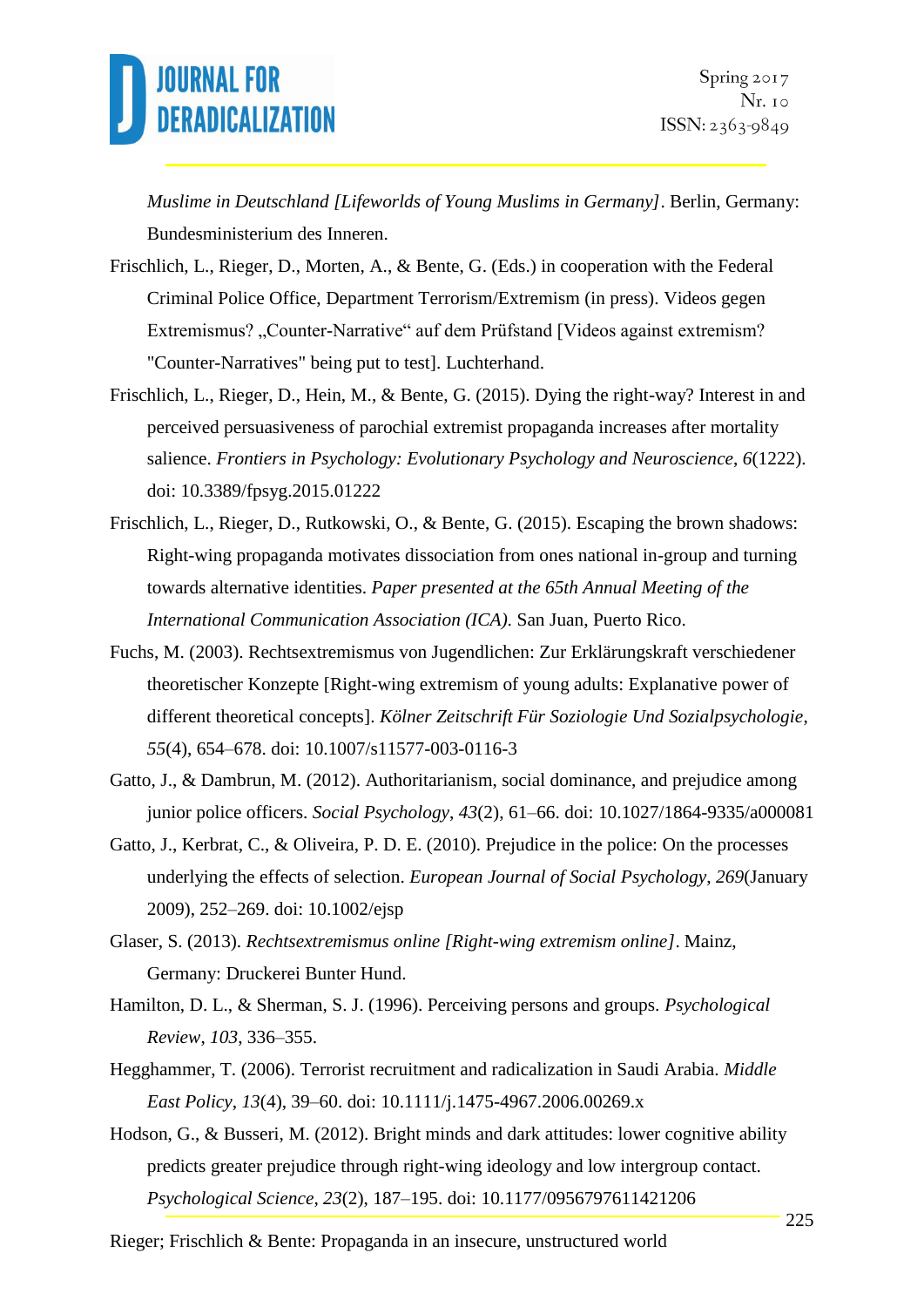*Muslime in Deutschland [Lifeworlds of Young Muslims in Germany]*. Berlin, Germany: Bundesministerium des Inneren.

Frischlich, L., Rieger, D., Morten, A., & Bente, G. (Eds.) in cooperation with the Federal Criminal Police Office, Department Terrorism/Extremism (in press). Videos gegen Extremismus? „Counter-Narrative" auf dem Prüfstand [Videos against extremism? "Counter-Narratives" being put to test]. Luchterhand.

Frischlich, L., Rieger, D., Hein, M., & Bente, G. (2015). Dying the right-way? Interest in and perceived persuasiveness of parochial extremist propaganda increases after mortality salience. *Frontiers in Psychology: Evolutionary Psychology and Neuroscience*, *6*(1222). doi: 10.3389/fpsyg.2015.01222

Frischlich, L., Rieger, D., Rutkowski, O., & Bente, G. (2015). Escaping the brown shadows: Right-wing propaganda motivates dissociation from ones national in-group and turning towards alternative identities. *Paper presented at the 65th Annual Meeting of the International Communication Association (ICA)*. San Juan, Puerto Rico.

Fuchs, M. (2003). Rechtsextremismus von Jugendlichen: Zur Erklärungskraft verschiedener theoretischer Konzepte [Right-wing extremism of young adults: Explanative power of different theoretical concepts]. *Kölner Zeitschrift Für Soziologie Und Sozialpsychologie*, *55*(4), 654–678. doi: 10.1007/s11577-003-0116-3

Gatto, J., & Dambrun, M. (2012). Authoritarianism, social dominance, and prejudice among junior police officers. *Social Psychology*, *43*(2), 61–66. doi: 10.1027/1864-9335/a000081

Gatto, J., Kerbrat, C., & Oliveira, P. D. E. (2010). Prejudice in the police: On the processes underlying the effects of selection. *European Journal of Social Psychology*, *269*(January 2009), 252–269. doi: 10.1002/ejsp

Glaser, S. (2013). *Rechtsextremismus online [Right-wing extremism online]*. Mainz, Germany: Druckerei Bunter Hund.

Hamilton, D. L., & Sherman, S. J. (1996). Perceiving persons and groups. *Psychological Review*, *103*, 336–355.

Hegghammer, T. (2006). Terrorist recruitment and radicalization in Saudi Arabia. *Middle East Policy*, *13*(4), 39–60. doi: 10.1111/j.1475-4967.2006.00269.x

Hodson, G., & Busseri, M. (2012). Bright minds and dark attitudes: lower cognitive ability predicts greater prejudice through right-wing ideology and low intergroup contact. *Psychological Science*, *23*(2), 187–195. doi: 10.1177/0956797611421206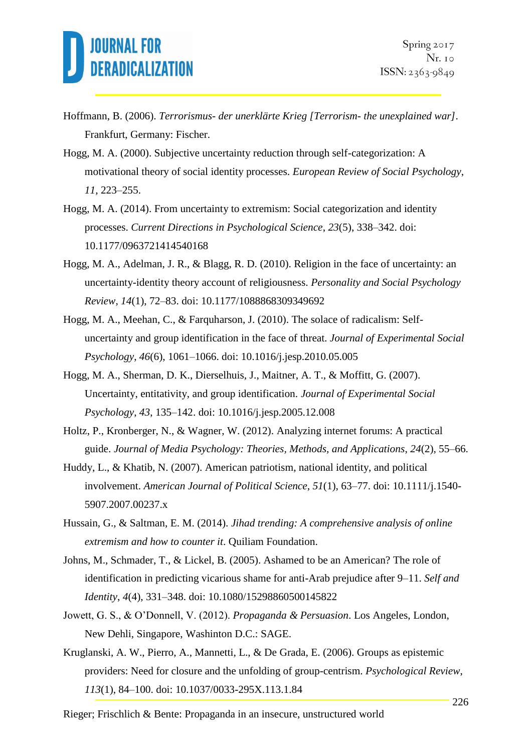Hoffmann, B. (2006). *Terrorismus- der unerklärte Krieg [Terrorism- the unexplained war]*. Frankfurt, Germany: Fischer.

Hogg, M. A. (2000). Subjective uncertainty reduction through self-categorization: A motivational theory of social identity processes. *European Review of Social Psychology*, *11*, 223–255.

Hogg, M. A. (2014). From uncertainty to extremism: Social categorization and identity processes. *Current Directions in Psychological Science*, *23*(5), 338–342. doi: 10.1177/0963721414540168

Hogg, M. A., Adelman, J. R., & Blagg, R. D. (2010). Religion in the face of uncertainty: an uncertainty-identity theory account of religiousness. *Personality and Social Psychology Review*, *14*(1), 72–83. doi: 10.1177/1088868309349692

Hogg, M. A., Meehan, C., & Farquharson, J. (2010). The solace of radicalism: Self-uncertainty and group identification in the face of threat. *Journal of Experimental Social Psychology*, *46*(6), 1061–1066. doi: 10.1016/j.jesp.2010.05.005

Hogg, M. A., Sherman, D. K., Dierselhuis, J., Maitner, A. T., & Moffitt, G. (2007). Uncertainty, entitativity, and group identification. *Journal of Experimental Social Psychology*, *43*, 135–142. doi: 10.1016/j.jesp.2005.12.008

Holtz, P., Kronberger, N., & Wagner, W. (2012). Analyzing internet forums: A practical guide. *Journal of Media Psychology: Theories, Methods, and Applications*, *24*(2), 55–66.

Huddy, L., & Khatib, N. (2007). American patriotism, national identity, and political involvement. *American Journal of Political Science*, *51*(1), 63–77. doi: 10.1111/j.1540-5907.2007.00237.x

Hussain, G., & Saltman, E. M. (2014). *Jihad trending: A comprehensive analysis of online extremism and how to counter it*. Quiliam Foundation.

Johns, M., Schmader, T., & Lickel, B. (2005). Ashamed to be an American? The role of identification in predicting vicarious shame for anti-Arab prejudice after 9–11. *Self and Identity*, *4*(4), 331–348. doi: 10.1080/15298860500145822

Jowett, G. S., & O'Donnell, V. (2012). *Propaganda & Persuasion*. Los Angeles, London, New Dehli, Singapore, Washinton D.C.: SAGE.

Kruglanski, A. W., Pierro, A., Mannetti, L., & De Grada, E. (2006). Groups as epistemic providers: Need for closure and the unfolding of group-centrism. *Psychological Review*, *113*(1), 84–100. doi: 10.1037/0033-295X.113.1.84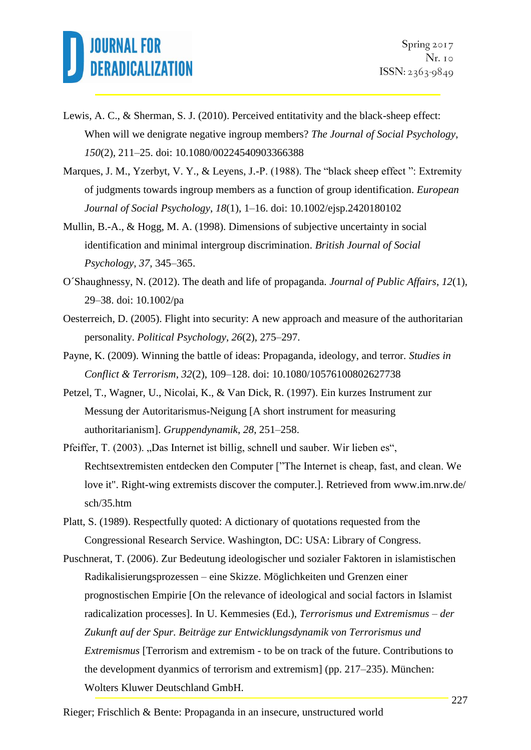Lewis, A. C., & Sherman, S. J. (2010). Perceived entitativity and the black-sheep effect: When will we denigrate negative ingroup members? *The Journal of Social Psychology*, *150*(2), 211–25. doi: 10.1080/00224540903366388

Marques, J. M., Yzerbyt, V. Y., & Leyens, J.-P. (1988). The "black sheep effect ": Extremity of judgments towards ingroup members as a function of group identification. *European Journal of Social Psychology*, *18*(1), 1–16. doi: 10.1002/ejsp.2420180102

Mullin, B.-A., & Hogg, M. A. (1998). Dimensions of subjective uncertainty in social identification and minimal intergroup discrimination. *British Journal of Social Psychology*, *37*, 345–365.

O´Shaughnessy, N. (2012). The death and life of propaganda. *Journal of Public Affairs*, *12*(1), 29–38. doi: 10.1002/pa

Oesterreich, D. (2005). Flight into security: A new approach and measure of the authoritarian personality. *Political Psychology*, *26*(2), 275–297.

Payne, K. (2009). Winning the battle of ideas: Propaganda, ideology, and terror. *Studies in Conflict & Terrorism*, *32*(2), 109–128. doi: 10.1080/10576100802627738

Petzel, T., Wagner, U., Nicolai, K., & Van Dick, R. (1997). Ein kurzes Instrument zur Messung der Autoritarismus-Neigung [A short instrument for measuring authoritarianism]. *Gruppendynamik*, *28*, 251–258.

Pfeiffer, T. (2003). „Das Internet ist billig, schnell und sauber. Wir lieben es", Rechtsextremisten entdecken den Computer ["The Internet is cheap, fast, and clean. We love it". Right-wing extremists discover the computer.]. Retrieved from www.im.nrw.de/sch/35.htm

Platt, S. (1989). Respectfully quoted: A dictionary of quotations requested from the Congressional Research Service. Washington, DC: USA: Library of Congress.

Puschnerat, T. (2006). Zur Bedeutung ideologischer und sozialer Faktoren in islamistischen Radikalisierungsprozessen – eine Skizze. Möglichkeiten und Grenzen einer prognostischen Empirie [On the relevance of ideological and social factors in Islamist radicalization processes]. In U. Kemmesies (Ed.), *Terrorismus und Extremismus – der Zukunft auf der Spur. Beiträge zur Entwicklungsdynamik von Terrorismus und Extremismus* [Terrorism and extremism - to be on track of the future. Contributions to the development dyanmics of terrorism and extremism] (pp. 217–235). München: Wolters Kluwer Deutschland GmbH.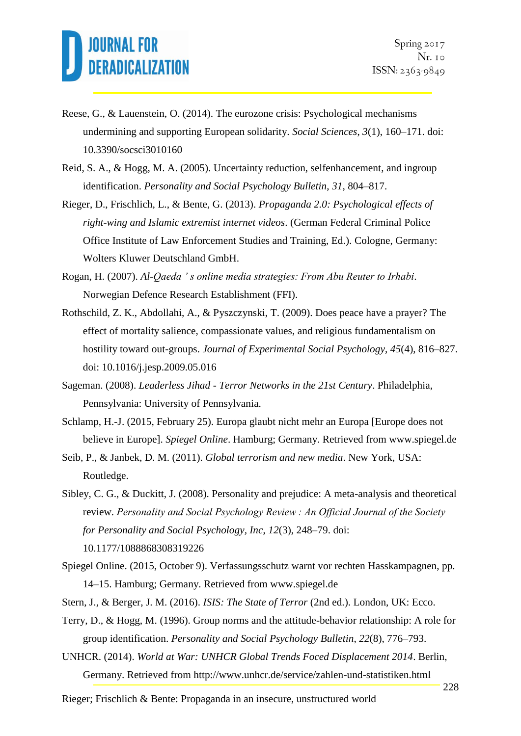Reese, G., & Lauenstein, O. (2014). The eurozone crisis: Psychological mechanisms undermining and supporting European solidarity. *Social Sciences*, *3*(1), 160–171. doi: 10.3390/socsci3010160

Reid, S. A., & Hogg, M. A. (2005). Uncertainty reduction, selfenhancement, and ingroup identification. *Personality and Social Psychology Bulletin*, *31*, 804–817.

Rieger, D., Frischlich, L., & Bente, G. (2013). *Propaganda 2.0: Psychological effects of right-wing and Islamic extremist internet videos*. (German Federal Criminal Police Office Institute of Law Enforcement Studies and Training, Ed.). Cologne, Germany: Wolters Kluwer Deutschland GmbH.

Rogan, H. (2007). *Al-Qaeda ' s online media strategies: From Abu Reuter to Irhabi*. Norwegian Defence Research Establishment (FFI).

Rothschild, Z. K., Abdollahi, A., & Pyszczynski, T. (2009). Does peace have a prayer? The effect of mortality salience, compassionate values, and religious fundamentalism on hostility toward out-groups. *Journal of Experimental Social Psychology*, *45*(4), 816–827. doi: 10.1016/j.jesp.2009.05.016

Sageman. (2008). *Leaderless Jihad - Terror Networks in the 21st Century*. Philadelphia, Pennsylvania: University of Pennsylvania.

Schlamp, H.-J. (2015, February 25). Europa glaubt nicht mehr an Europa [Europe does not believe in Europe]. *Spiegel Online*. Hamburg; Germany. Retrieved from www.spiegel.de

Seib, P., & Janbek, D. M. (2011). *Global terrorism and new media*. New York, USA: Routledge.

Sibley, C. G., & Duckitt, J. (2008). Personality and prejudice: A meta-analysis and theoretical review. *Personality and Social Psychology Review : An Official Journal of the Society for Personality and Social Psychology, Inc*, *12*(3), 248–79. doi: 10.1177/1088868308319226

Spiegel Online. (2015, October 9). Verfassungsschutz warnt vor rechten Hasskampagnen, pp. 14–15. Hamburg; Germany. Retrieved from www.spiegel.de

Stern, J., & Berger, J. M. (2016). *ISIS: The State of Terror* (2nd ed.). London, UK: Ecco.

Terry, D., & Hogg, M. (1996). Group norms and the attitude-behavior relationship: A role for group identification. *Personality and Social Psychology Bulletin*, *22*(8), 776–793.

UNHCR. (2014). *World at War: UNHCR Global Trends Foced Displacement 2014*. Berlin, Germany. Retrieved from http://www.unhcr.de/service/zahlen-und-statistiken.html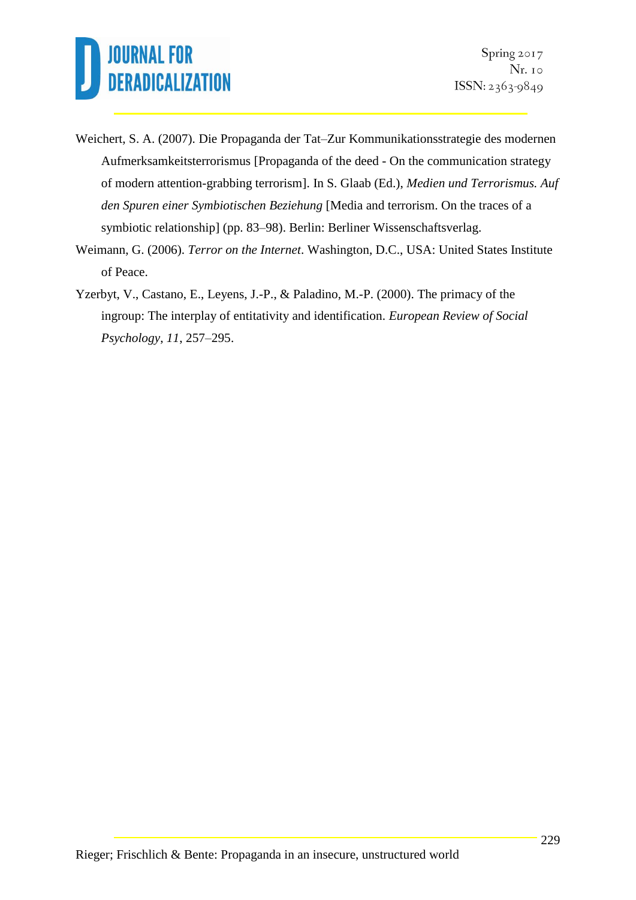Weichert, S. A. (2007). Die Propaganda der Tat–Zur Kommunikationsstrategie des modernen Aufmerksamkeitsterrorismus [Propaganda of the deed - On the communication strategy of modern attention-grabbing terrorism]. In S. Glaab (Ed.), *Medien und Terrorismus. Auf den Spuren einer Symbiotischen Beziehung* [Media and terrorism. On the traces of a symbiotic relationship] (pp. 83–98). Berlin: Berliner Wissenschaftsverlag.

Weimann, G. (2006). *Terror on the Internet*. Washington, D.C., USA: United States Institute of Peace.

Yzerbyt, V., Castano, E., Leyens, J.-P., & Paladino, M.-P. (2000). The primacy of the ingroup: The interplay of entitativity and identification. *European Review of Social Psychology*, *11*, 257–295.